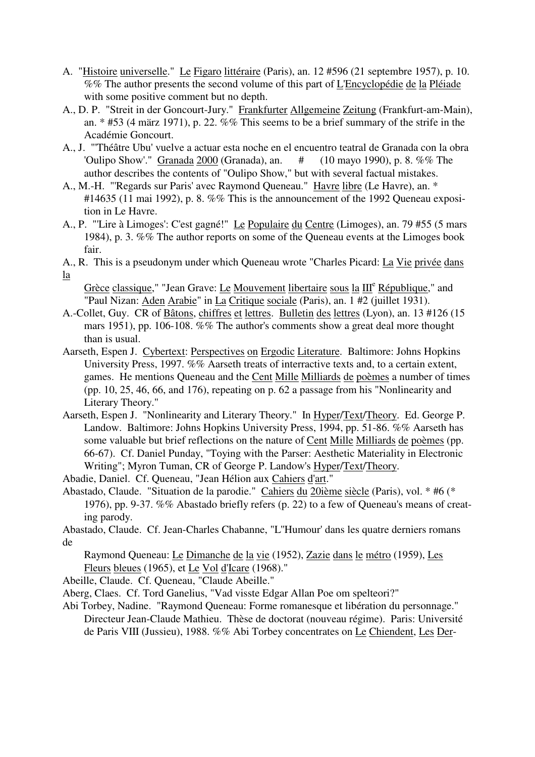A. "Histoire universelle." Le Figaro littéraire (Paris), an. 12 #596 (21 septembre 1957), p. 10. %% The author presents the second volume of this part of L'Encyclopédie de la Pléiade with some positive comment but no depth.

A., D. P. "Streit in der Goncourt-Jury." Frankfurter Allgemeine Zeitung (Frankfurt-am-Main), an. * #53 (4 märz 1971), p. 22. %% This seems to be a brief summary of the strife in the Académie Goncourt.

A., J. "'Théâtre Ubu' vuelve a actuar esta noche en el encuentro teatral de Granada con la obra 'Oulipo Show'." Granada 2000 (Granada), an. # (10 mayo 1990), p. 8. %% The author describes the contents of "Oulipo Show," but with several factual mistakes.

A., M.-H. "'Regards sur Paris' avec Raymond Queneau." Havre libre (Le Havre), an. * #14635 (11 mai 1992), p. 8. %% This is the announcement of the 1992 Queneau exposition in Le Havre.

A., P. "'Lire à Limoges': C'est gagné!" Le Populaire du Centre (Limoges), an. 79 #55 (5 mars 1984), p. 3. %% The author reports on some of the Queneau events at the Limoges book fair.

A., R. This is a pseudonym under which Queneau wrote "Charles Picard: La Vie privée dans la Grèce classique," "Jean Grave: Le Mouvement libertaire sous la III[e] République," and "Paul Nizan: Aden Arabie" in La Critique sociale (Paris), an. 1 #2 (juillet 1931).

A.-Collet, Guy. CR of Bâtons, chiffres et lettres. Bulletin des lettres (Lyon), an. 13 #126 (15 mars 1951), pp. 106-108. %% The author's comments show a great deal more thought than is usual.

Aarseth, Espen J. Cybertext: Perspectives on Ergodic Literature. Baltimore: Johns Hopkins University Press, 1997. %% Aarseth treats of interractive texts and, to a certain extent, games. He mentions Queneau and the Cent Mille Milliards de poèmes a number of times (pp. 10, 25, 46, 66, and 176), repeating on p. 62 a passage from his "Nonlinearity and Literary Theory."

Aarseth, Espen J. "Nonlinearity and Literary Theory." In Hyper/Text/Theory. Ed. George P. Landow. Baltimore: Johns Hopkins University Press, 1994, pp. 51-86. %% Aarseth has some valuable but brief reflections on the nature of Cent Mille Milliards de poèmes (pp. 66-67). Cf. Daniel Punday, "Toying with the Parser: Aesthetic Materiality in Electronic Writing"; Myron Tuman, CR of George P. Landow's Hyper/Text/Theory.

Abadie, Daniel. Cf. Queneau, "Jean Hélion aux Cahiers d'art."

Abastado, Claude. "Situation de la parodie." Cahiers du 20ième siècle (Paris), vol. * #6 (* 1976), pp. 9-37. %% Abastado briefly refers (p. 22) to a few of Queneau's means of creating parody.

Abastado, Claude. Cf. Jean-Charles Chabanne, "L''Humour' dans les quatre derniers romans de Raymond Queneau: Le Dimanche de la vie (1952), Zazie dans le métro (1959), Les Fleurs bleues (1965), et Le Vol d'Icare (1968)."

Abeille, Claude. Cf. Queneau, "Claude Abeille."

Aberg, Claes. Cf. Tord Ganelius, "Vad visste Edgar Allan Poe om spelteori?"

Abi Torbey, Nadine. "Raymond Queneau: Forme romanesque et libération du personnage." Directeur Jean-Claude Mathieu. Thèse de doctorat (nouveau régime). Paris: Université de Paris VIII (Jussieu), 1988. %% Abi Torbey concentrates on Le Chiendent, Les Der-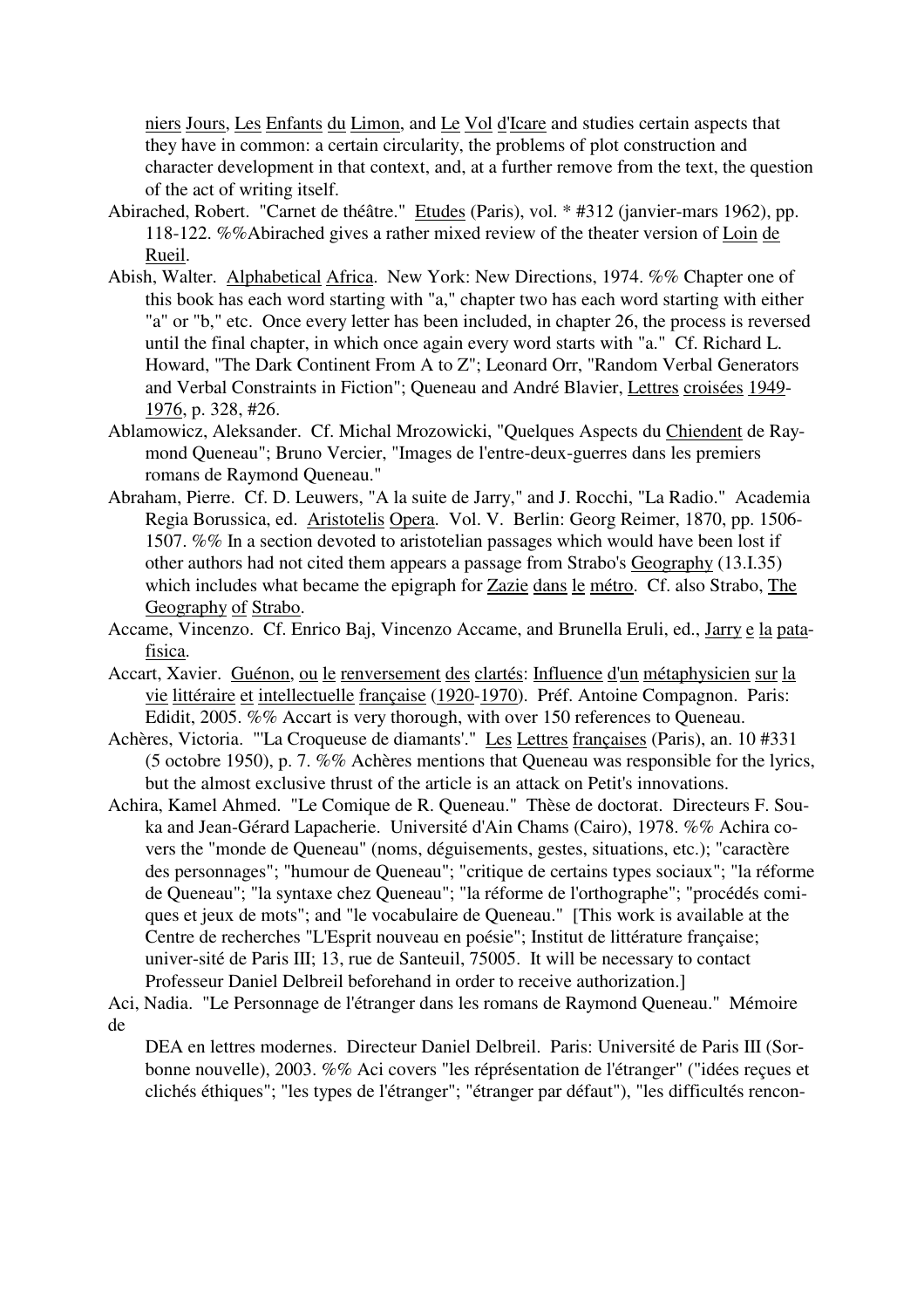niers Jours, Les Enfants du Limon, and Le Vol d'Icare and studies certain aspects that they have in common: a certain circularity, the problems of plot construction and character development in that context, and, at a further remove from the text, the question of the act of writing itself.

Abirached, Robert. "Carnet de théâtre." Etudes (Paris), vol. * #312 (janvier-mars 1962), pp. 118-122. %%Abirached gives a rather mixed review of the theater version of Loin de Rueil.

Abish, Walter. Alphabetical Africa. New York: New Directions, 1974. %% Chapter one of this book has each word starting with "a," chapter two has each word starting with either "a" or "b," etc. Once every letter has been included, in chapter 26, the process is reversed until the final chapter, in which once again every word starts with "a." Cf. Richard L. Howard, "The Dark Continent From A to Z"; Leonard Orr, "Random Verbal Generators and Verbal Constraints in Fiction"; Queneau and André Blavier, Lettres croisées 1949-1976, p. 328, #26.

Ablamowicz, Aleksander. Cf. Michal Mrozowicki, "Quelques Aspects du Chiendent de Raymond Queneau"; Bruno Vercier, "Images de l'entre-deux-guerres dans les premiers romans de Raymond Queneau."

Abraham, Pierre. Cf. D. Leuwers, "A la suite de Jarry," and J. Rocchi, "La Radio." Academia Regia Borussica, ed. Aristotelis Opera. Vol. V. Berlin: Georg Reimer, 1870, pp. 1506-1507. %% In a section devoted to aristotelian passages which would have been lost if other authors had not cited them appears a passage from Strabo's Geography (13.I.35) which includes what became the epigraph for Zazie dans le métro. Cf. also Strabo, The Geography of Strabo.

Accame, Vincenzo. Cf. Enrico Baj, Vincenzo Accame, and Brunella Eruli, ed., Jarry e la patafisica.

Accart, Xavier. Guénon, ou le renversement des clartés: Influence d'un métaphysicien sur la vie littéraire et intellectuelle française (1920-1970). Préf. Antoine Compagnon. Paris: Edidit, 2005. %% Accart is very thorough, with over 150 references to Queneau.

Achères, Victoria. "'La Croqueuse de diamants'." Les Lettres françaises (Paris), an. 10 #331 (5 octobre 1950), p. 7. %% Achères mentions that Queneau was responsible for the lyrics, but the almost exclusive thrust of the article is an attack on Petit's innovations.

Achira, Kamel Ahmed. "Le Comique de R. Queneau." Thèse de doctorat. Directeurs F. Souka and Jean-Gérard Lapacherie. Université d'Ain Chams (Cairo), 1978. %% Achira covers the "monde de Queneau" (noms, déguisements, gestes, situations, etc.); "caractère des personnages"; "humour de Queneau"; "critique de certains types sociaux"; "la réforme de Queneau"; "la syntaxe chez Queneau"; "la réforme de l'orthographe"; "procédés comiques et jeux de mots"; and "le vocabulaire de Queneau." [This work is available at the Centre de recherches "L'Esprit nouveau en poésie"; Institut de littérature française; univer-sité de Paris III; 13, rue de Santeuil, 75005. It will be necessary to contact Professeur Daniel Delbreil beforehand in order to receive authorization.]

Aci, Nadia. "Le Personnage de l'étranger dans les romans de Raymond Queneau." Mémoire de DEA en lettres modernes. Directeur Daniel Delbreil. Paris: Université de Paris III (Sorbonne nouvelle), 2003. %% Aci covers "les réprésentation de l'étranger" ("idées reçues et clichés éthiques"; "les types de l'étranger"; "étranger par défaut"), "les difficultés rencon-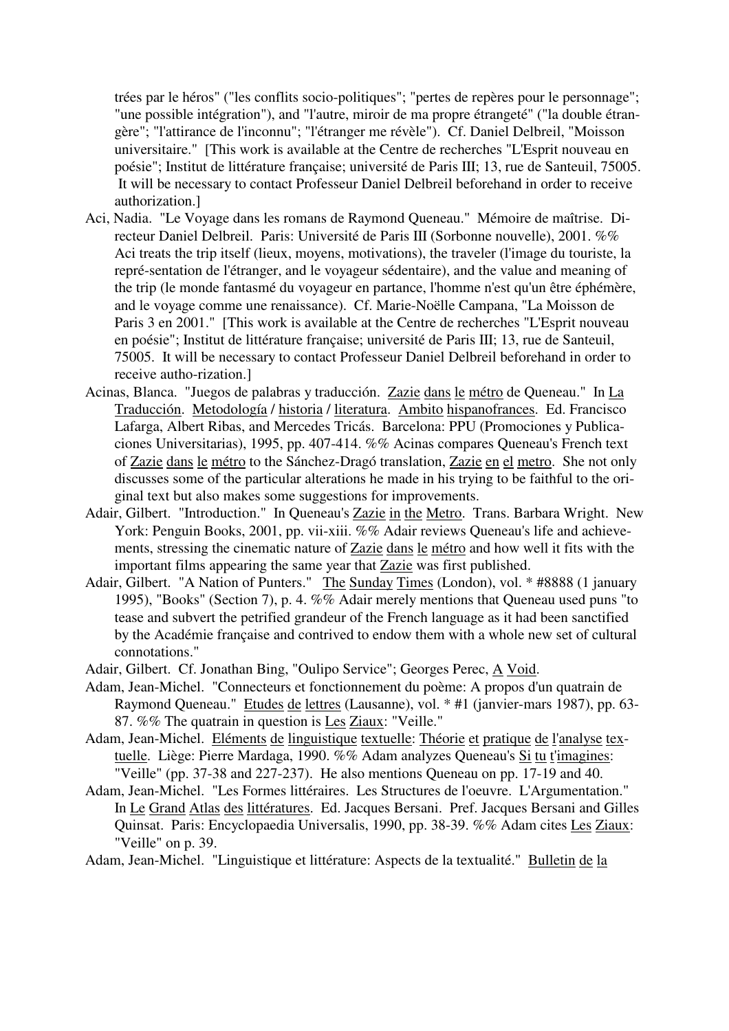trées par le héros" ("les conflits socio-politiques"; "pertes de repères pour le personnage"; "une possible intégration"), and "l'autre, miroir de ma propre étrangeté" ("la double étrangère"; "l'attirance de l'inconnu"; "l'étranger me révèle"). Cf. Daniel Delbreil, "Moisson universitaire." [This work is available at the Centre de recherches "L'Esprit nouveau en poésie"; Institut de littérature française; université de Paris III; 13, rue de Santeuil, 75005. It will be necessary to contact Professeur Daniel Delbreil beforehand in order to receive authorization.]

Aci, Nadia. "Le Voyage dans les romans de Raymond Queneau." Mémoire de maîtrise. Directeur Daniel Delbreil. Paris: Université de Paris III (Sorbonne nouvelle), 2001. %% Aci treats the trip itself (lieux, moyens, motivations), the traveler (l'image du touriste, la repré-sentation de l'étranger, and le voyageur sédentaire), and the value and meaning of the trip (le monde fantasmé du voyageur en partance, l'homme n'est qu'un être éphémère, and le voyage comme une renaissance). Cf. Marie-Noëlle Campana, "La Moisson de Paris 3 en 2001." [This work is available at the Centre de recherches "L'Esprit nouveau en poésie"; Institut de littérature française; université de Paris III; 13, rue de Santeuil, 75005. It will be necessary to contact Professeur Daniel Delbreil beforehand in order to receive autho-rization.]

Acinas, Blanca. "Juegos de palabras y traducción. Zazie dans le métro de Queneau." In La Traducción. Metodología / historia / literatura. Ambito hispanofrances. Ed. Francisco Lafarga, Albert Ribas, and Mercedes Tricás. Barcelona: PPU (Promociones y Publicaciones Universitarias), 1995, pp. 407-414. %% Acinas compares Queneau's French text of Zazie dans le métro to the Sánchez-Dragó translation, Zazie en el metro. She not only discusses some of the particular alterations he made in his trying to be faithful to the original text but also makes some suggestions for improvements.

Adair, Gilbert. "Introduction." In Queneau's Zazie in the Metro. Trans. Barbara Wright. New York: Penguin Books, 2001, pp. vii-xiii. %% Adair reviews Queneau's life and achievements, stressing the cinematic nature of Zazie dans le métro and how well it fits with the important films appearing the same year that Zazie was first published.

Adair, Gilbert. "A Nation of Punters." The Sunday Times (London), vol. * #8888 (1 january 1995), "Books" (Section 7), p. 4. %% Adair merely mentions that Queneau used puns "to tease and subvert the petrified grandeur of the French language as it had been sanctified by the Académie française and contrived to endow them with a whole new set of cultural connotations."

Adair, Gilbert. Cf. Jonathan Bing, "Oulipo Service"; Georges Perec, A Void.

Adam, Jean-Michel. "Connecteurs et fonctionnement du poème: A propos d'un quatrain de Raymond Queneau." Etudes de lettres (Lausanne), vol. * #1 (janvier-mars 1987), pp. 63-87. %% The quatrain in question is Les Ziaux: "Veille."

Adam, Jean-Michel. Eléments de linguistique textuelle: Théorie et pratique de l'analyse textuelle. Liège: Pierre Mardaga, 1990. %% Adam analyzes Queneau's Si tu t'imagines: "Veille" (pp. 37-38 and 227-237). He also mentions Queneau on pp. 17-19 and 40.

Adam, Jean-Michel. "Les Formes littéraires. Les Structures de l'oeuvre. L'Argumentation." In Le Grand Atlas des littératures. Ed. Jacques Bersani. Pref. Jacques Bersani and Gilles Quinsat. Paris: Encyclopaedia Universalis, 1990, pp. 38-39. %% Adam cites Les Ziaux: "Veille" on p. 39.

Adam, Jean-Michel. "Linguistique et littérature: Aspects de la textualité." Bulletin de la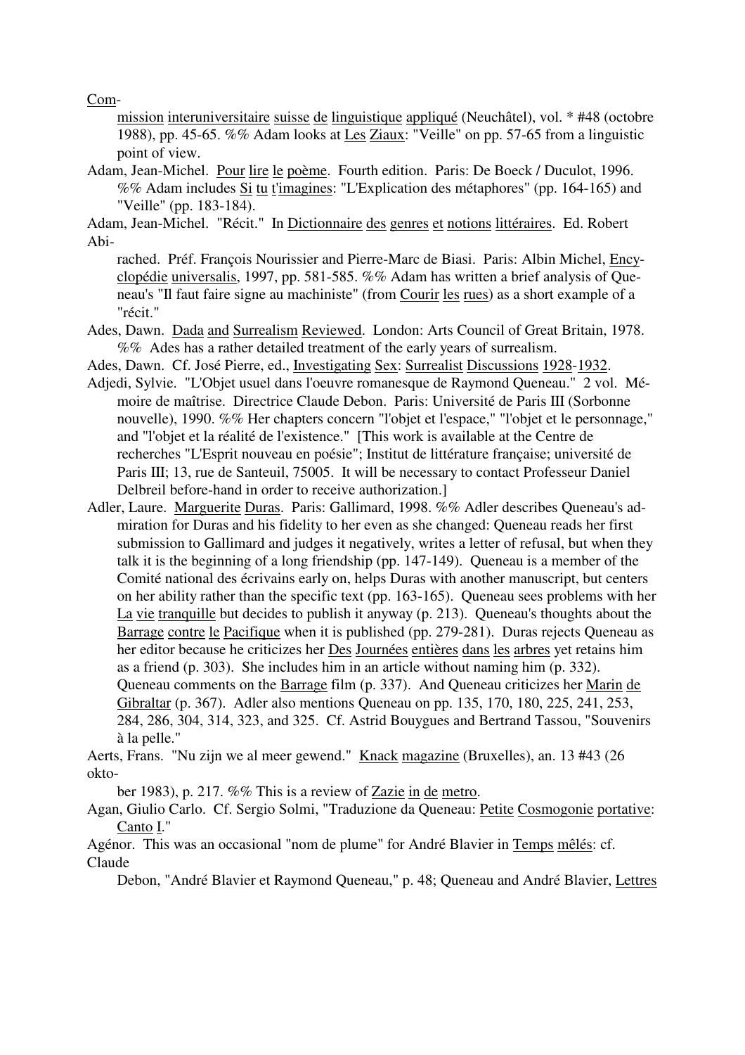Com-

mission interuniversitaire suisse de linguistique appliqué (Neuchâtel), vol. * #48 (octobre 1988), pp. 45-65. %% Adam looks at Les Ziaux: "Veille" on pp. 57-65 from a linguistic point of view.

Adam, Jean-Michel. Pour lire le poème. Fourth edition. Paris: De Boeck / Duculot, 1996. %% Adam includes Si tu t'imagines: "L'Explication des métaphores" (pp. 164-165) and "Veille" (pp. 183-184).

Adam, Jean-Michel. "Récit." In Dictionnaire des genres et notions littéraires. Ed. Robert Abi-

rached. Préf. François Nourissier and Pierre-Marc de Biasi. Paris: Albin Michel, Encyclopédie universalis, 1997, pp. 581-585. %% Adam has written a brief analysis of Queneau's "Il faut faire signe au machiniste" (from Courir les rues) as a short example of a "récit."

Ades, Dawn. Dada and Surrealism Reviewed. London: Arts Council of Great Britain, 1978. %% Ades has a rather detailed treatment of the early years of surrealism.

Ades, Dawn. Cf. José Pierre, ed., Investigating Sex: Surrealist Discussions 1928-1932.

Adjedi, Sylvie. "L'Objet usuel dans l'oeuvre romanesque de Raymond Queneau." 2 vol. Mémoire de maîtrise. Directrice Claude Debon. Paris: Université de Paris III (Sorbonne nouvelle), 1990. %% Her chapters concern "l'objet et l'espace," "l'objet et le personnage," and "l'objet et la réalité de l'existence." [This work is available at the Centre de recherches "L'Esprit nouveau en poésie"; Institut de littérature française; université de Paris III; 13, rue de Santeuil, 75005. It will be necessary to contact Professeur Daniel Delbreil before-hand in order to receive authorization.]

Adler, Laure. Marguerite Duras. Paris: Gallimard, 1998. %% Adler describes Queneau's admiration for Duras and his fidelity to her even as she changed: Queneau reads her first submission to Gallimard and judges it negatively, writes a letter of refusal, but when they talk it is the beginning of a long friendship (pp. 147-149). Queneau is a member of the Comité national des écrivains early on, helps Duras with another manuscript, but centers on her ability rather than the specific text (pp. 163-165). Queneau sees problems with her La vie tranquille but decides to publish it anyway (p. 213). Queneau's thoughts about the Barrage contre le Pacifique when it is published (pp. 279-281). Duras rejects Queneau as her editor because he criticizes her Des Journées entières dans les arbres yet retains him as a friend (p. 303). She includes him in an article without naming him (p. 332). Queneau comments on the Barrage film (p. 337). And Queneau criticizes her Marin de Gibraltar (p. 367). Adler also mentions Queneau on pp. 135, 170, 180, 225, 241, 253, 284, 286, 304, 314, 323, and 325. Cf. Astrid Bouygues and Bertrand Tassou, "Souvenirs à la pelle."

Aerts, Frans. "Nu zijn we al meer gewend." Knack magazine (Bruxelles), an. 13 #43 (26 okto-

ber 1983), p. 217. %% This is a review of Zazie in de metro.

Agan, Giulio Carlo. Cf. Sergio Solmi, "Traduzione da Queneau: Petite Cosmogonie portative: Canto I."

Agénor. This was an occasional "nom de plume" for André Blavier in Temps mêlés: cf. Claude

Debon, "André Blavier et Raymond Queneau," p. 48; Queneau and André Blavier, Lettres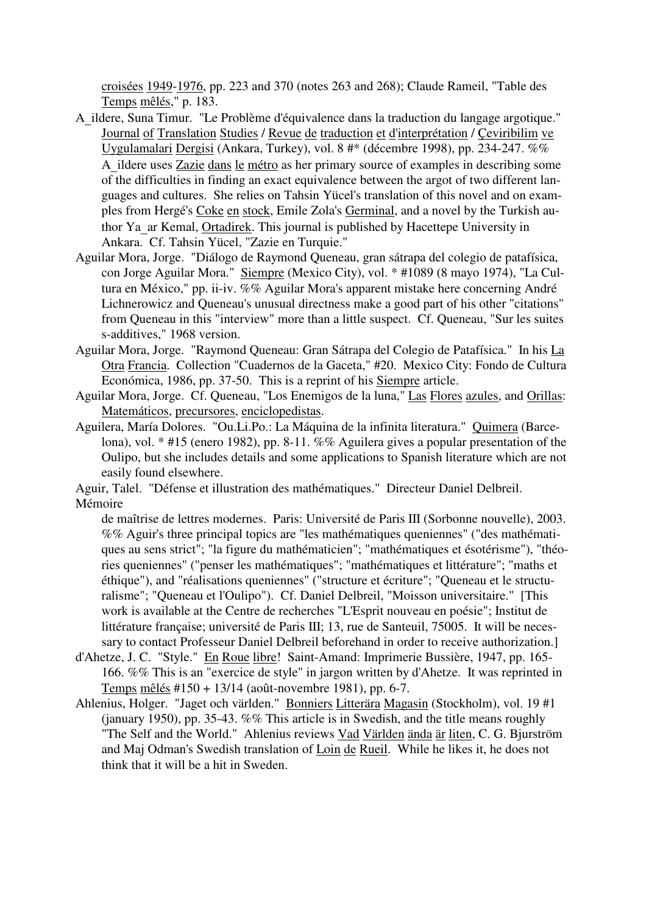croisées 1949-1976, pp. 223 and 370 (notes 263 and 268); Claude Rameil, "Table des Temps mêlés," p. 183.

A_ildere, Suna Timur. "Le Problème d'équivalence dans la traduction du langage argotique." Journal of Translation Studies / Revue de traduction et d'interprétation / Çeviribilim ve Uygulamalari Dergisi (Ankara, Turkey), vol. 8 #* (décembre 1998), pp. 234-247. %% A_ildere uses Zazie dans le métro as her primary source of examples in describing some of the difficulties in finding an exact equivalence between the argot of two different languages and cultures. She relies on Tahsin Yücel's translation of this novel and on examples from Hergé's Coke en stock, Emile Zola's Germinal, and a novel by the Turkish author Ya_ar Kemal, Ortadirek. This journal is published by Hacettepe University in Ankara. Cf. Tahsin Yücel, "Zazie en Turquie."

Aguilar Mora, Jorge. "Diálogo de Raymond Queneau, gran sátrapa del colegio de patafísica, con Jorge Aguilar Mora." Siempre (Mexico City), vol. * #1089 (8 mayo 1974), "La Cultura en México," pp. ii-iv. %% Aguilar Mora's apparent mistake here concerning André Lichnerowicz and Queneau's unusual directness make a good part of his other "citations" from Queneau in this "interview" more than a little suspect. Cf. Queneau, "Sur les suites s-additives," 1968 version.

Aguilar Mora, Jorge. "Raymond Queneau: Gran Sátrapa del Colegio de Patafísica." In his La Otra Francia. Collection "Cuadernos de la Gaceta," #20. Mexico City: Fondo de Cultura Económica, 1986, pp. 37-50. This is a reprint of his Siempre article.

Aguilar Mora, Jorge. Cf. Queneau, "Los Enemigos de la luna," Las Flores azules, and Orillas: Matemáticos, precursores, enciclopedistas.

Aguilera, María Dolores. "Ou.Li.Po.: La Máquina de la infinita literatura." Quimera (Barcelona), vol. * #15 (enero 1982), pp. 8-11. %% Aguilera gives a popular presentation of the Oulipo, but she includes details and some applications to Spanish literature which are not easily found elsewhere.

Aguir, Talel. "Défense et illustration des mathématiques." Directeur Daniel Delbreil. Mémoire de maîtrise de lettres modernes. Paris: Université de Paris III (Sorbonne nouvelle), 2003. %% Aguir's three principal topics are "les mathématiques queniennes" ("des mathématiques au sens strict"; "la figure du mathématicien"; "mathématiques et ésotérisme"), "théories queniennes" ("penser les mathématiques"; "mathématiques et littérature"; "maths et éthique"), and "réalisations queniennes" ("structure et écriture"; "Queneau et le structuralisme"; "Queneau et l'Oulipo"). Cf. Daniel Delbreil, "Moisson universitaire." [This work is available at the Centre de recherches "L'Esprit nouveau en poésie"; Institut de littérature française; université de Paris III; 13, rue de Santeuil, 75005. It will be necessary to contact Professeur Daniel Delbreil beforehand in order to receive authorization.]

d'Ahetze, J. C. "Style." En Roue libre! Saint-Amand: Imprimerie Bussière, 1947, pp. 165-166. %% This is an "exercice de style" in jargon written by d'Ahetze. It was reprinted in Temps mêlés #150 + 13/14 (août-novembre 1981), pp. 6-7.

Ahlenius, Holger. "Jaget och världen." Bonniers Litterära Magasin (Stockholm), vol. 19 #1 (january 1950), pp. 35-43. %% This article is in Swedish, and the title means roughly "The Self and the World." Ahlenius reviews Vad Världen ända är liten, C. G. Bjurström and Maj Odman's Swedish translation of Loin de Rueil. While he likes it, he does not think that it will be a hit in Sweden.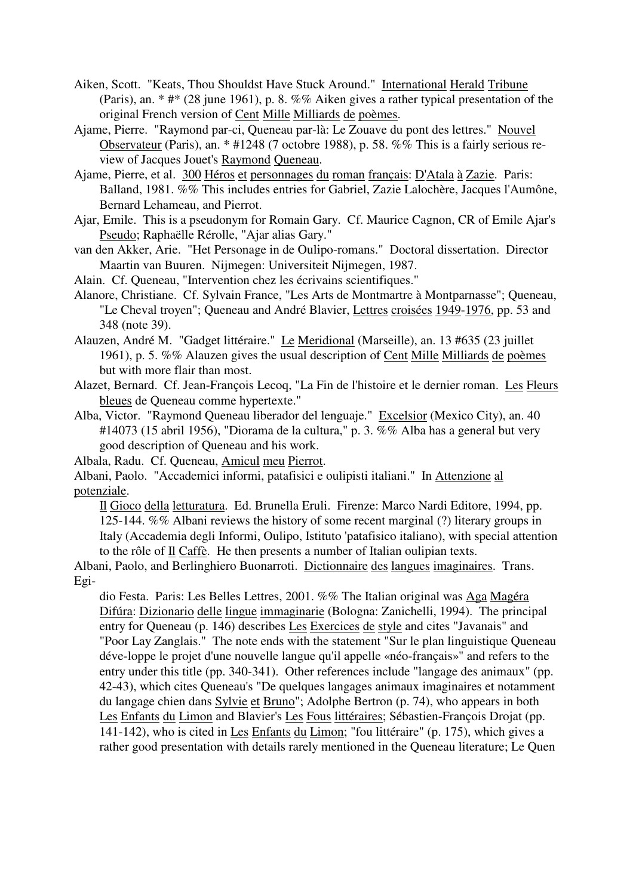Aiken, Scott. "Keats, Thou Shouldst Have Stuck Around." International Herald Tribune (Paris), an. * #* (28 june 1961), p. 8. %% Aiken gives a rather typical presentation of the original French version of Cent Mille Milliards de poèmes.

Ajame, Pierre. "Raymond par-ci, Queneau par-là: Le Zouave du pont des lettres." Nouvel Observateur (Paris), an. * #1248 (7 octobre 1988), p. 58. %% This is a fairly serious review of Jacques Jouet's Raymond Queneau.

Ajame, Pierre, et al. 300 Héros et personnages du roman français: D'Atala à Zazie. Paris: Balland, 1981. %% This includes entries for Gabriel, Zazie Lalochère, Jacques l'Aumône, Bernard Lehameau, and Pierrot.

Ajar, Emile. This is a pseudonym for Romain Gary. Cf. Maurice Cagnon, CR of Emile Ajar's Pseudo; Raphaëlle Rérolle, "Ajar alias Gary."

van den Akker, Arie. "Het Personage in de Oulipo-romans." Doctoral dissertation. Director Maartin van Buuren. Nijmegen: Universiteit Nijmegen, 1987.

Alain. Cf. Queneau, "Intervention chez les écrivains scientifiques."

Alanore, Christiane. Cf. Sylvain France, "Les Arts de Montmartre à Montparnasse"; Queneau, "Le Cheval troyen"; Queneau and André Blavier, Lettres croisées 1949-1976, pp. 53 and 348 (note 39).

Alauzen, André M. "Gadget littéraire." Le Meridional (Marseille), an. 13 #635 (23 juillet 1961), p. 5. %% Alauzen gives the usual description of Cent Mille Milliards de poèmes but with more flair than most.

Alazet, Bernard. Cf. Jean-François Lecoq, "La Fin de l'histoire et le dernier roman. Les Fleurs bleues de Queneau comme hypertexte."

Alba, Victor. "Raymond Queneau liberador del lenguaje." Excelsior (Mexico City), an. 40 #14073 (15 abril 1956), "Diorama de la cultura," p. 3. %% Alba has a general but very good description of Queneau and his work.

Albala, Radu. Cf. Queneau, Amicul meu Pierrot.

Albani, Paolo. "Accademici informi, patafisici e oulipisti italiani." In Attenzione al potenziale. Il Gioco della letturatura. Ed. Brunella Eruli. Firenze: Marco Nardi Editore, 1994, pp. 125-144. %% Albani reviews the history of some recent marginal (?) literary groups in Italy (Accademia degli Informi, Oulipo, Istituto 'patafisico italiano), with special attention to the rôle of Il Caffè. He then presents a number of Italian oulipian texts.

Albani, Paolo, and Berlinghiero Buonarroti. Dictionnaire des langues imaginaires. Trans. Egidio Festa. Paris: Les Belles Lettres, 2001. %% The Italian original was Aga Magéra Difúra: Dizionario delle lingue immaginarie (Bologna: Zanichelli, 1994). The principal entry for Queneau (p. 146) describes Les Exercices de style and cites "Javanais" and "Poor Lay Zanglais." The note ends with the statement "Sur le plan linguistique Queneau déve-loppe le projet d'une nouvelle langue qu'il appelle «néo-français»" and refers to the entry under this title (pp. 340-341). Other references include "langage des animaux" (pp. 42-43), which cites Queneau's "De quelques langages animaux imaginaires et notamment du langage chien dans Sylvie et Bruno"; Adolphe Bertron (p. 74), who appears in both Les Enfants du Limon and Blavier's Les Fous littéraires; Sébastien-François Drojat (pp. 141-142), who is cited in Les Enfants du Limon; "fou littéraire" (p. 175), which gives a rather good presentation with details rarely mentioned in the Queneau literature; Le Quen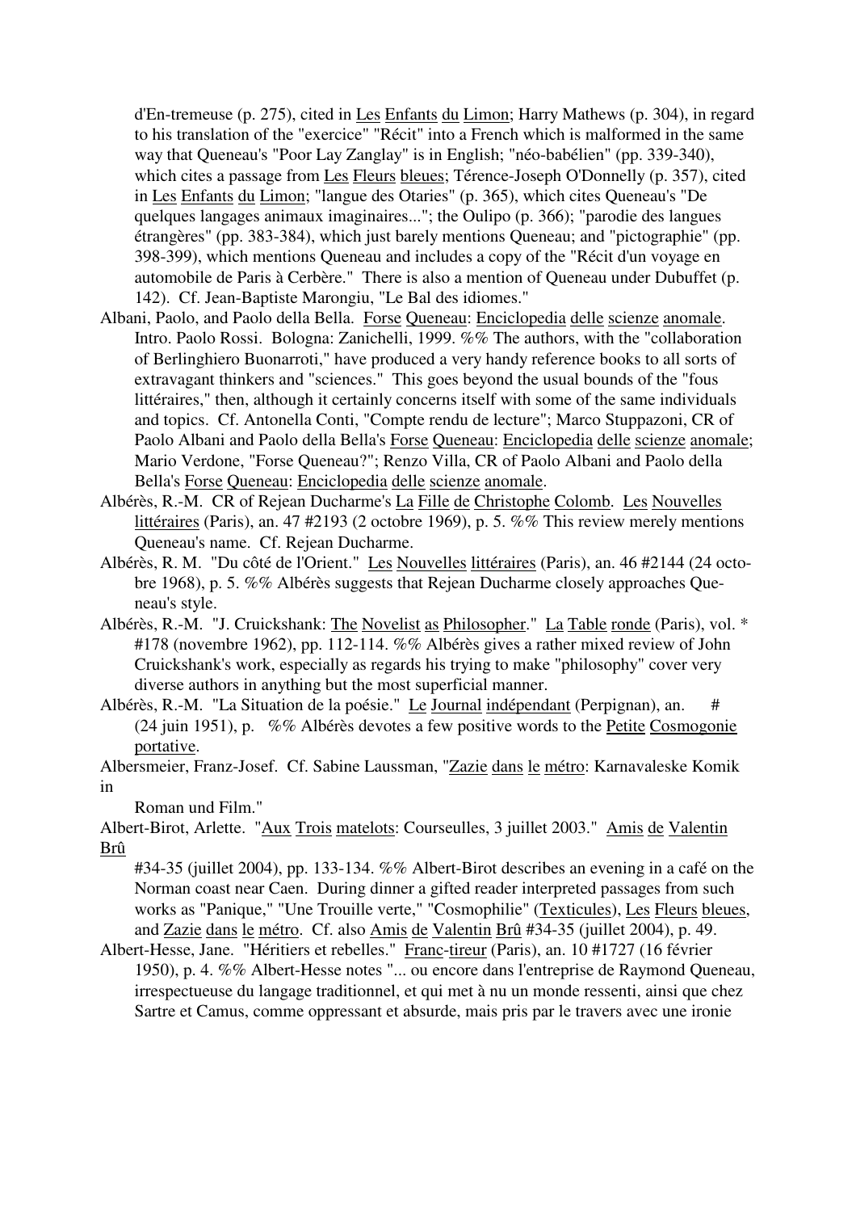d'En-tremeuse (p. 275), cited in Les Enfants du Limon; Harry Mathews (p. 304), in regard to his translation of the "exercice" "Récit" into a French which is malformed in the same way that Queneau's "Poor Lay Zanglay" is in English; "néo-babélien" (pp. 339-340), which cites a passage from Les Fleurs bleues; Térence-Joseph O'Donnelly (p. 357), cited in Les Enfants du Limon; "langue des Otaries" (p. 365), which cites Queneau's "De quelques langages animaux imaginaires..."; the Oulipo (p. 366); "parodie des langues étrangères" (pp. 383-384), which just barely mentions Queneau; and "pictographie" (pp. 398-399), which mentions Queneau and includes a copy of the "Récit d'un voyage en automobile de Paris à Cerbère." There is also a mention of Queneau under Dubuffet (p. 142). Cf. Jean-Baptiste Marongiu, "Le Bal des idiomes."

Albani, Paolo, and Paolo della Bella. Forse Queneau: Enciclopedia delle scienze anomale. Intro. Paolo Rossi. Bologna: Zanichelli, 1999. %% The authors, with the "collaboration of Berlinghiero Buonarroti," have produced a very handy reference books to all sorts of extravagant thinkers and "sciences." This goes beyond the usual bounds of the "fous littéraires," then, although it certainly concerns itself with some of the same individuals and topics. Cf. Antonella Conti, "Compte rendu de lecture"; Marco Stuppazoni, CR of Paolo Albani and Paolo della Bella's Forse Queneau: Enciclopedia delle scienze anomale; Mario Verdone, "Forse Queneau?"; Renzo Villa, CR of Paolo Albani and Paolo della Bella's Forse Queneau: Enciclopedia delle scienze anomale.

Albérès, R.-M. CR of Rejean Ducharme's La Fille de Christophe Colomb. Les Nouvelles littéraires (Paris), an. 47 #2193 (2 octobre 1969), p. 5. %% This review merely mentions Queneau's name. Cf. Rejean Ducharme.

Albérès, R. M. "Du côté de l'Orient." Les Nouvelles littéraires (Paris), an. 46 #2144 (24 octobre 1968), p. 5. %% Albérès suggests that Rejean Ducharme closely approaches Queneau's style.

Albérès, R.-M. "J. Cruickshank: The Novelist as Philosopher." La Table ronde (Paris), vol. * #178 (novembre 1962), pp. 112-114. %% Albérès gives a rather mixed review of John Cruickshank's work, especially as regards his trying to make "philosophy" cover very diverse authors in anything but the most superficial manner.

Albérès, R.-M. "La Situation de la poésie." Le Journal indépendant (Perpignan), an. # (24 juin 1951), p. %% Albérès devotes a few positive words to the Petite Cosmogonie portative.

Albersmeier, Franz-Josef. Cf. Sabine Laussman, "Zazie dans le métro: Karnavaleske Komik in Roman und Film."

Albert-Birot, Arlette. "Aux Trois matelots: Courseulles, 3 juillet 2003." Amis de Valentin Brû #34-35 (juillet 2004), pp. 133-134. %% Albert-Birot describes an evening in a café on the Norman coast near Caen. During dinner a gifted reader interpreted passages from such works as "Panique," "Une Trouille verte," "Cosmophilie" (Texticules), Les Fleurs bleues, and Zazie dans le métro. Cf. also Amis de Valentin Brû #34-35 (juillet 2004), p. 49.

Albert-Hesse, Jane. "Héritiers et rebelles." Franc-tireur (Paris), an. 10 #1727 (16 février 1950), p. 4. %% Albert-Hesse notes "... ou encore dans l'entreprise de Raymond Queneau, irrespectueuse du langage traditionnel, et qui met à nu un monde ressenti, ainsi que chez Sartre et Camus, comme oppressant et absurde, mais pris par le travers avec une ironie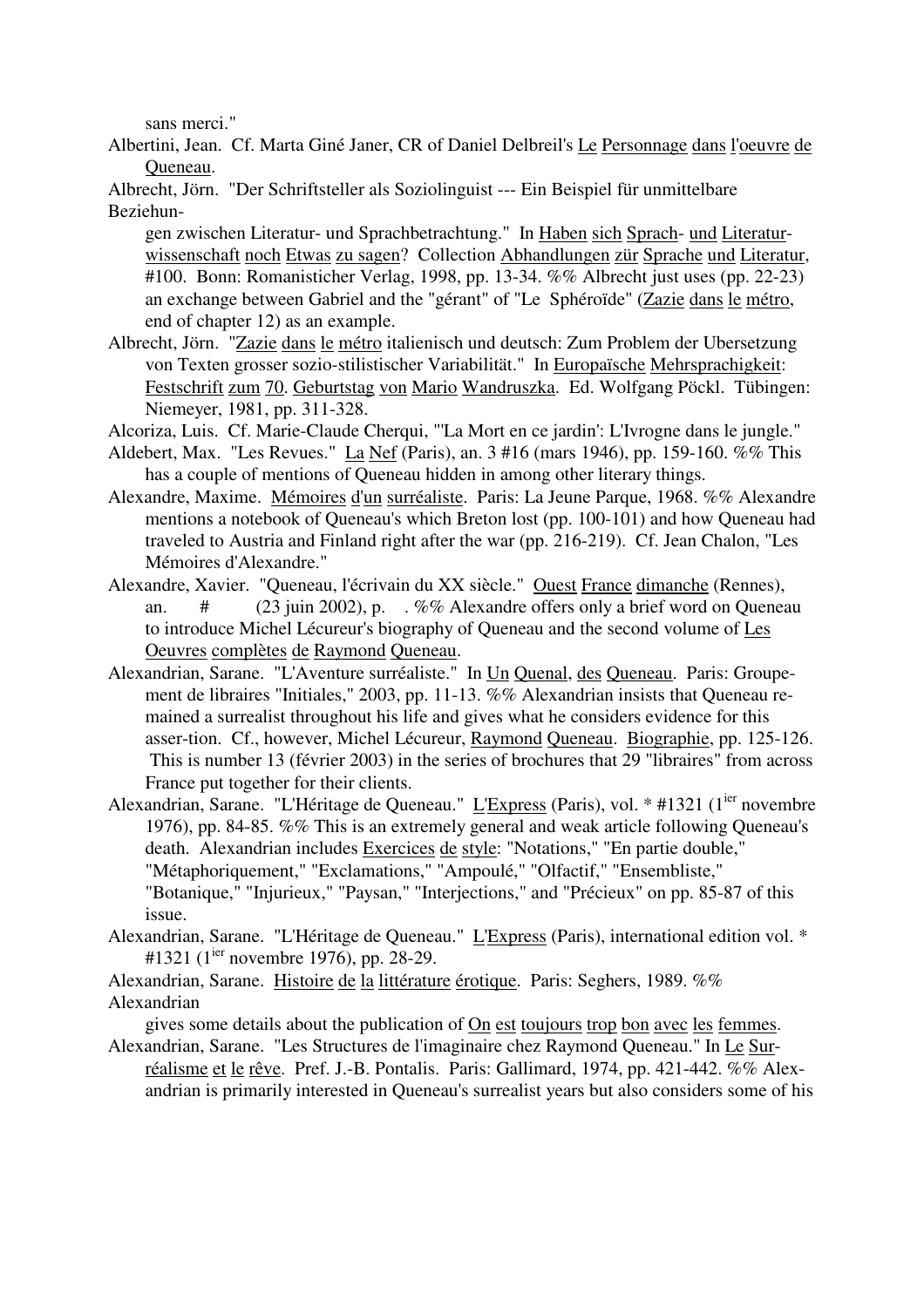sans merci."

Albertini, Jean. Cf. Marta Giné Janer, CR of Daniel Delbreil's Le Personnage dans l'oeuvre de Queneau.

Albrecht, Jörn. "Der Schriftsteller als Soziolinguist --- Ein Beispiel für unmittelbare Beziehungen zwischen Literatur- und Sprachbetrachtung." In Haben sich Sprach- und Literaturwissenschaft noch Etwas zu sagen? Collection Abhandlungen zür Sprache und Literatur, #100. Bonn: Romanisticher Verlag, 1998, pp. 13-34. %% Albrecht just uses (pp. 22-23) an exchange between Gabriel and the "gérant" of "Le Sphéroïde" (Zazie dans le métro, end of chapter 12) as an example.

Albrecht, Jörn. "Zazie dans le métro italienisch und deutsch: Zum Problem der Ubersetzung von Texten grosser sozio-stilistischer Variabilität." In Europaïsche Mehrsprachigkeit: Festschrift zum 70. Geburtstag von Mario Wandruszka. Ed. Wolfgang Pöckl. Tübingen: Niemeyer, 1981, pp. 311-328.

Alcoriza, Luis. Cf. Marie-Claude Cherqui, "'La Mort en ce jardin': L'Ivrogne dans le jungle."

Aldebert, Max. "Les Revues." La Nef (Paris), an. 3 #16 (mars 1946), pp. 159-160. %% This has a couple of mentions of Queneau hidden in among other literary things.

Alexandre, Maxime. Mémoires d'un surréaliste. Paris: La Jeune Parque, 1968. %% Alexandre mentions a notebook of Queneau's which Breton lost (pp. 100-101) and how Queneau had traveled to Austria and Finland right after the war (pp. 216-219). Cf. Jean Chalon, "Les Mémoires d'Alexandre."

Alexandre, Xavier. "Queneau, l'écrivain du XX siècle." Ouest France dimanche (Rennes), an. # (23 juin 2002), p. . %% Alexandre offers only a brief word on Queneau to introduce Michel Lécureur's biography of Queneau and the second volume of Les Oeuvres complètes de Raymond Queneau.

Alexandrian, Sarane. "L'Aventure surréaliste." In Un Quenal, des Queneau. Paris: Groupement de libraires "Initiales," 2003, pp. 11-13. %% Alexandrian insists that Queneau remained a surrealist throughout his life and gives what he considers evidence for this asser-tion. Cf., however, Michel Lécureur, Raymond Queneau. Biographie, pp. 125-126. This is number 13 (février 2003) in the series of brochures that 29 "libraires" from across France put together for their clients.

Alexandrian, Sarane. "L'Héritage de Queneau." L'Express (Paris), vol. * #1321 (1[ier] novembre 1976), pp. 84-85. %% This is an extremely general and weak article following Queneau's death. Alexandrian includes Exercices de style: "Notations," "En partie double," "Métaphoriquement," "Exclamations," "Ampoulé," "Olfactif," "Ensembliste," "Botanique," "Injurieux," "Paysan," "Interjections," and "Précieux" on pp. 85-87 of this issue.

Alexandrian, Sarane. "L'Héritage de Queneau." L'Express (Paris), international edition vol. * #1321 (1[ier] novembre 1976), pp. 28-29.

Alexandrian, Sarane. Histoire de la littérature érotique. Paris: Seghers, 1989. %% Alexandrian gives some details about the publication of On est toujours trop bon avec les femmes.

Alexandrian, Sarane. "Les Structures de l'imaginaire chez Raymond Queneau." In Le Surréalisme et le rêve. Pref. J.-B. Pontalis. Paris: Gallimard, 1974, pp. 421-442. %% Alexandrian is primarily interested in Queneau's surrealist years but also considers some of his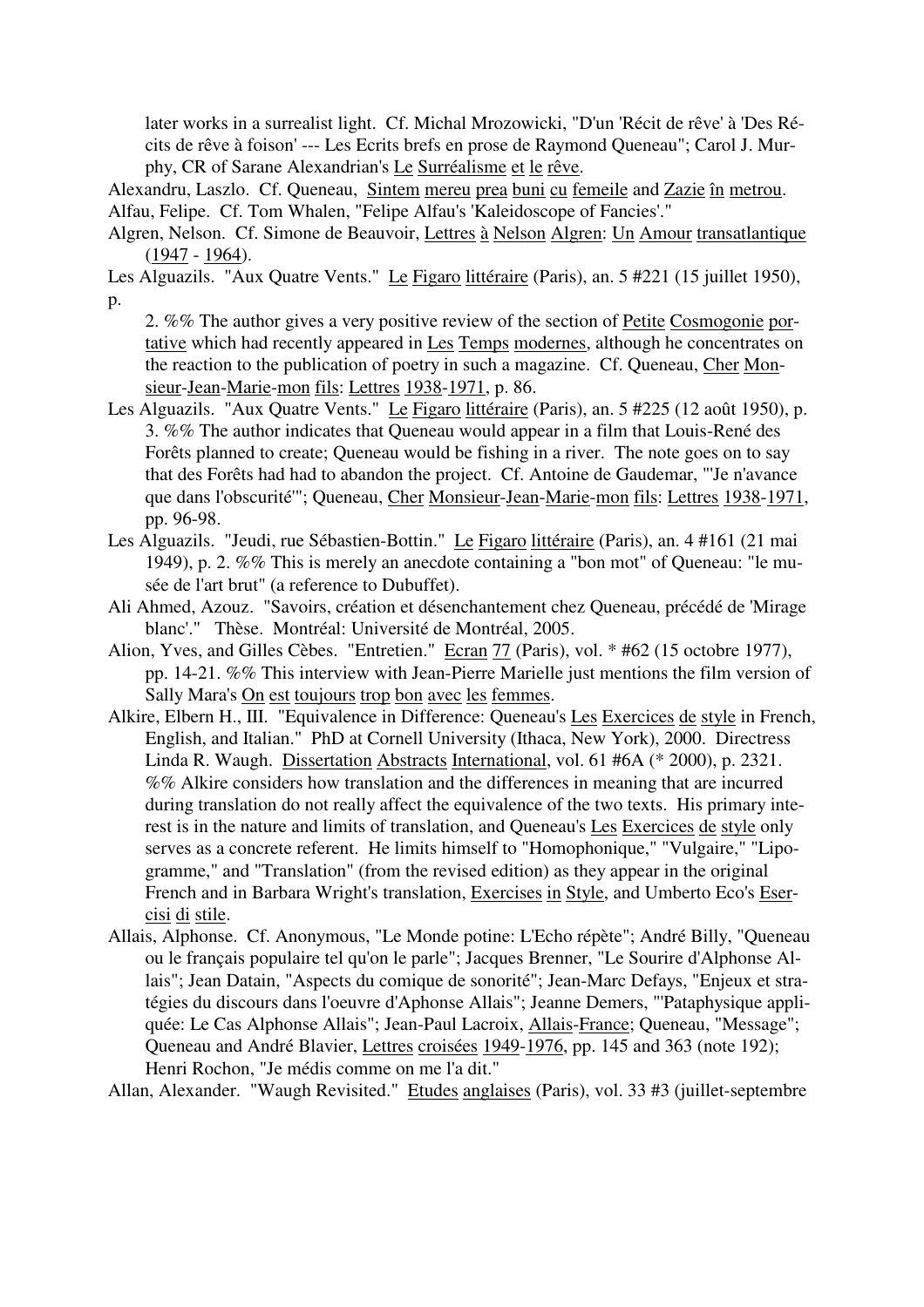later works in a surrealist light. Cf. Michal Mrozowicki, "D'un 'Récit de rêve' à 'Des Récits de rêve à foison' --- Les Ecrits brefs en prose de Raymond Queneau"; Carol J. Murphy, CR of Sarane Alexandrian's Le Surréalisme et le rêve.

Alexandru, Laszlo. Cf. Queneau, Sintem mereu prea buni cu femeile and Zazie în metrou.

Alfau, Felipe. Cf. Tom Whalen, "Felipe Alfau's 'Kaleidoscope of Fancies'."

Algren, Nelson. Cf. Simone de Beauvoir, Lettres à Nelson Algren: Un Amour transatlantique (1947 - 1964).

Les Alguazils. "Aux Quatre Vents." Le Figaro littéraire (Paris), an. 5 #221 (15 juillet 1950), p. 2. %% The author gives a very positive review of the section of Petite Cosmogonie portative which had recently appeared in Les Temps modernes, although he concentrates on the reaction to the publication of poetry in such a magazine. Cf. Queneau, Cher Monsieur-Jean-Marie-mon fils: Lettres 1938-1971, p. 86.

Les Alguazils. "Aux Quatre Vents." Le Figaro littéraire (Paris), an. 5 #225 (12 août 1950), p. 3. %% The author indicates that Queneau would appear in a film that Louis-René des Forêts planned to create; Queneau would be fishing in a river. The note goes on to say that des Forêts had had to abandon the project. Cf. Antoine de Gaudemar, "'Je n'avance que dans l'obscurité'"; Queneau, Cher Monsieur-Jean-Marie-mon fils: Lettres 1938-1971, pp. 96-98.

Les Alguazils. "Jeudi, rue Sébastien-Bottin." Le Figaro littéraire (Paris), an. 4 #161 (21 mai 1949), p. 2. %% This is merely an anecdote containing a "bon mot" of Queneau: "le musée de l'art brut" (a reference to Dubuffet).

Ali Ahmed, Azouz. "Savoirs, création et désenchantement chez Queneau, précédé de 'Mirage blanc'." Thèse. Montréal: Université de Montréal, 2005.

Alion, Yves, and Gilles Cèbes. "Entretien." Ecran 77 (Paris), vol. * #62 (15 octobre 1977), pp. 14-21. %% This interview with Jean-Pierre Marielle just mentions the film version of Sally Mara's On est toujours trop bon avec les femmes.

Alkire, Elbern H., III. "Equivalence in Difference: Queneau's Les Exercices de style in French, English, and Italian." PhD at Cornell University (Ithaca, New York), 2000. Directress Linda R. Waugh. Dissertation Abstracts International, vol. 61 #6A (* 2000), p. 2321. %% Alkire considers how translation and the differences in meaning that are incurred during translation do not really affect the equivalence of the two texts. His primary interest is in the nature and limits of translation, and Queneau's Les Exercices de style only serves as a concrete referent. He limits himself to "Homophonique," "Vulgaire," "Lipogramme," and "Translation" (from the revised edition) as they appear in the original French and in Barbara Wright's translation, Exercises in Style, and Umberto Eco's Esercisi di stile.

Allais, Alphonse. Cf. Anonymous, "Le Monde potine: L'Echo répète"; André Billy, "Queneau ou le français populaire tel qu'on le parle"; Jacques Brenner, "Le Sourire d'Alphonse Allais"; Jean Datain, "Aspects du comique de sonorité"; Jean-Marc Defays, "Enjeux et stratégies du discours dans l'oeuvre d'Aphonse Allais"; Jeanne Demers, "'Pataphysique appliquée: Le Cas Alphonse Allais"; Jean-Paul Lacroix, Allais-France; Queneau, "Message"; Queneau and André Blavier, Lettres croisées 1949-1976, pp. 145 and 363 (note 192); Henri Rochon, "Je médis comme on me l'a dit."

Allan, Alexander. "Waugh Revisited." Etudes anglaises (Paris), vol. 33 #3 (juillet-septembre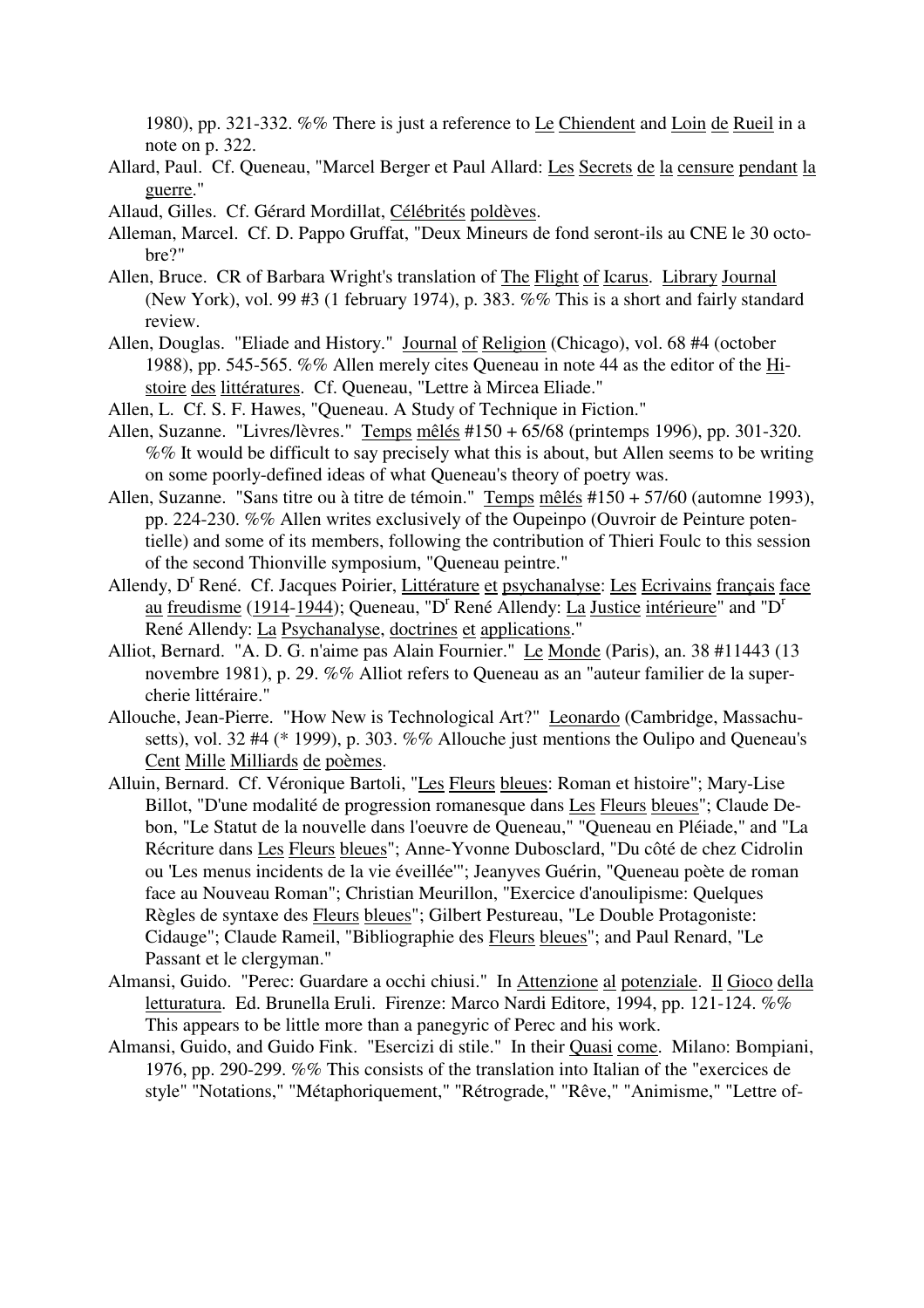1980), pp. 321-332. %% There is just a reference to Le Chiendent and Loin de Rueil in a note on p. 322.

Allard, Paul. Cf. Queneau, "Marcel Berger et Paul Allard: Les Secrets de la censure pendant la guerre."

Allaud, Gilles. Cf. Gérard Mordillat, Célébrités poldèves.

Alleman, Marcel. Cf. D. Pappo Gruffat, "Deux Mineurs de fond seront-ils au CNE le 30 octobre?"

Allen, Bruce. CR of Barbara Wright's translation of The Flight of Icarus. Library Journal (New York), vol. 99 #3 (1 february 1974), p. 383. %% This is a short and fairly standard review.

Allen, Douglas. "Eliade and History." Journal of Religion (Chicago), vol. 68 #4 (october 1988), pp. 545-565. %% Allen merely cites Queneau in note 44 as the editor of the Histoire des littératures. Cf. Queneau, "Lettre à Mircea Eliade."

Allen, L. Cf. S. F. Hawes, "Queneau. A Study of Technique in Fiction."

Allen, Suzanne. "Livres/lèvres." Temps mêlés #150 + 65/68 (printemps 1996), pp. 301-320. %% It would be difficult to say precisely what this is about, but Allen seems to be writing on some poorly-defined ideas of what Queneau's theory of poetry was.

Allen, Suzanne. "Sans titre ou à titre de témoin." Temps mêlés #150 + 57/60 (automne 1993), pp. 224-230. %% Allen writes exclusively of the Oupeinpo (Ouvroir de Peinture potentielle) and some of its members, following the contribution of Thieri Foulc to this session of the second Thionville symposium, "Queneau peintre."

Allendy, D[r] René. Cf. Jacques Poirier, Littérature et psychanalyse: Les Ecrivains français face au freudisme (1914-1944); Queneau, "D[r] René Allendy: La Justice intérieure" and "D[r] René Allendy: La Psychanalyse, doctrines et applications."

Alliot, Bernard. "A. D. G. n'aime pas Alain Fournier." Le Monde (Paris), an. 38 #11443 (13 novembre 1981), p. 29. %% Alliot refers to Queneau as an "auteur familier de la supercherie littéraire."

Allouche, Jean-Pierre. "How New is Technological Art?" Leonardo (Cambridge, Massachusetts), vol. 32 #4 (* 1999), p. 303. %% Allouche just mentions the Oulipo and Queneau's Cent Mille Milliards de poèmes.

Alluin, Bernard. Cf. Véronique Bartoli, "Les Fleurs bleues: Roman et histoire"; Mary-Lise Billot, "D'une modalité de progression romanesque dans Les Fleurs bleues"; Claude Debon, "Le Statut de la nouvelle dans l'oeuvre de Queneau," "Queneau en Pléiade," and "La Récriture dans Les Fleurs bleues"; Anne-Yvonne Dubosclard, "Du côté de chez Cidrolin ou 'Les menus incidents de la vie éveillée'"; Jeanyves Guérin, "Queneau poète de roman face au Nouveau Roman"; Christian Meurillon, "Exercice d'anoulipisme: Quelques Règles de syntaxe des Fleurs bleues"; Gilbert Pestureau, "Le Double Protagoniste: Cidauge"; Claude Rameil, "Bibliographie des Fleurs bleues"; and Paul Renard, "Le Passant et le clergyman."

Almansi, Guido. "Perec: Guardare a occhi chiusi." In Attenzione al potenziale. Il Gioco della letturatura. Ed. Brunella Eruli. Firenze: Marco Nardi Editore, 1994, pp. 121-124. %% This appears to be little more than a panegyric of Perec and his work.

Almansi, Guido, and Guido Fink. "Esercizi di stile." In their Quasi come. Milano: Bompiani, 1976, pp. 290-299. %% This consists of the translation into Italian of the "exercices de style" "Notations," "Métaphoriquement," "Rétrograde," "Rêve," "Animisme," "Lettre of-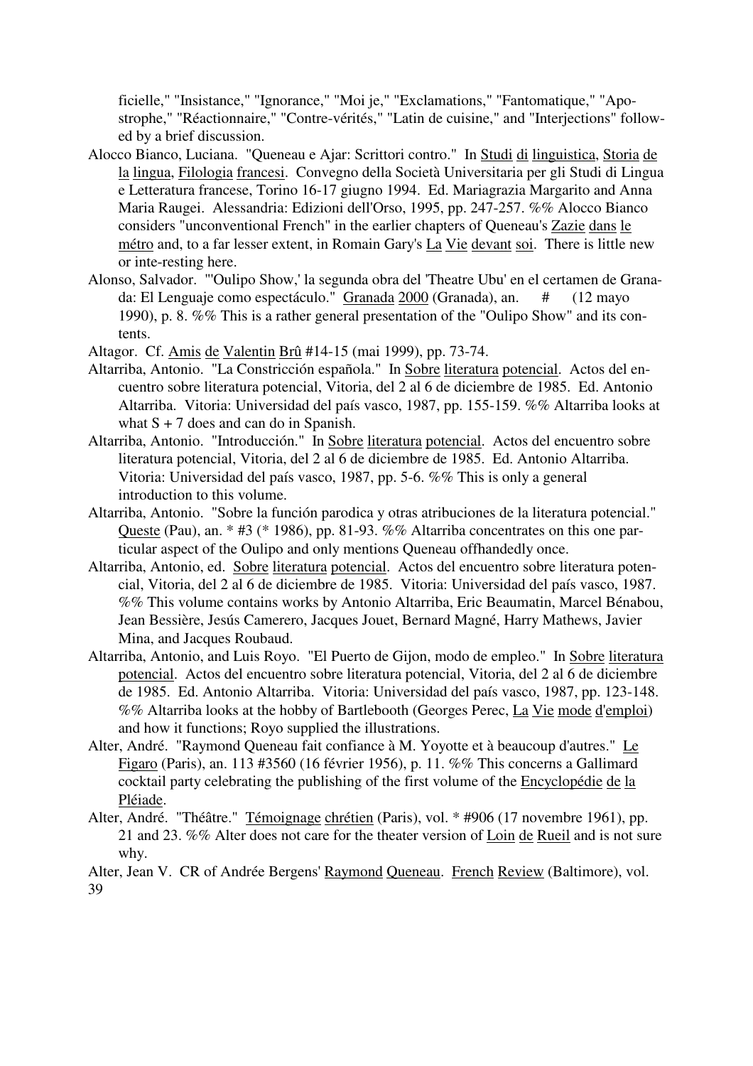ficielle," "Insistance," "Ignorance," "Moi je," "Exclamations," "Fantomatique," "Apostrophe," "Réactionnaire," "Contre-vérités," "Latin de cuisine," and "Interjections" followed by a brief discussion.

Alocco Bianco, Luciana. "Queneau e Ajar: Scrittori contro." In Studi di linguistica, Storia de la lingua, Filologia francesi. Convegno della Società Universitaria per gli Studi di Lingua e Letteratura francese, Torino 16-17 giugno 1994. Ed. Mariagrazia Margarito and Anna Maria Raugei. Alessandria: Edizioni dell'Orso, 1995, pp. 247-257. %% Alocco Bianco considers "unconventional French" in the earlier chapters of Queneau's Zazie dans le métro and, to a far lesser extent, in Romain Gary's La Vie devant soi. There is little new or inte-resting here.

Alonso, Salvador. "'Oulipo Show,' la segunda obra del 'Theatre Ubu' en el certamen de Granada: El Lenguaje como espectáculo." Granada 2000 (Granada), an. # (12 mayo 1990), p. 8. %% This is a rather general presentation of the "Oulipo Show" and its contents.

Altagor. Cf. Amis de Valentin Brû #14-15 (mai 1999), pp. 73-74.

Altarriba, Antonio. "La Constricción española." In Sobre literatura potencial. Actos del encuentro sobre literatura potencial, Vitoria, del 2 al 6 de diciembre de 1985. Ed. Antonio Altarriba. Vitoria: Universidad del país vasco, 1987, pp. 155-159. %% Altarriba looks at what S + 7 does and can do in Spanish.

Altarriba, Antonio. "Introducción." In Sobre literatura potencial. Actos del encuentro sobre literatura potencial, Vitoria, del 2 al 6 de diciembre de 1985. Ed. Antonio Altarriba. Vitoria: Universidad del país vasco, 1987, pp. 5-6. %% This is only a general introduction to this volume.

Altarriba, Antonio. "Sobre la función parodica y otras atribuciones de la literatura potencial." Queste (Pau), an. * #3 (* 1986), pp. 81-93. %% Altarriba concentrates on this one particular aspect of the Oulipo and only mentions Queneau offhandedly once.

Altarriba, Antonio, ed. Sobre literatura potencial. Actos del encuentro sobre literatura potencial, Vitoria, del 2 al 6 de diciembre de 1985. Vitoria: Universidad del país vasco, 1987. %% This volume contains works by Antonio Altarriba, Eric Beaumatin, Marcel Bénabou, Jean Bessière, Jesús Camerero, Jacques Jouet, Bernard Magné, Harry Mathews, Javier Mina, and Jacques Roubaud.

Altarriba, Antonio, and Luis Royo. "El Puerto de Gijon, modo de empleo." In Sobre literatura potencial. Actos del encuentro sobre literatura potencial, Vitoria, del 2 al 6 de diciembre de 1985. Ed. Antonio Altarriba. Vitoria: Universidad del país vasco, 1987, pp. 123-148. %% Altarriba looks at the hobby of Bartlebooth (Georges Perec, La Vie mode d'emploi) and how it functions; Royo supplied the illustrations.

Alter, André. "Raymond Queneau fait confiance à M. Yoyotte et à beaucoup d'autres." Le Figaro (Paris), an. 113 #3560 (16 février 1956), p. 11. %% This concerns a Gallimard cocktail party celebrating the publishing of the first volume of the Encyclopédie de la Pléiade.

Alter, André. "Théâtre." Témoignage chrétien (Paris), vol. * #906 (17 novembre 1961), pp. 21 and 23. %% Alter does not care for the theater version of Loin de Rueil and is not sure why.

Alter, Jean V. CR of Andrée Bergens' Raymond Queneau. French Review (Baltimore), vol.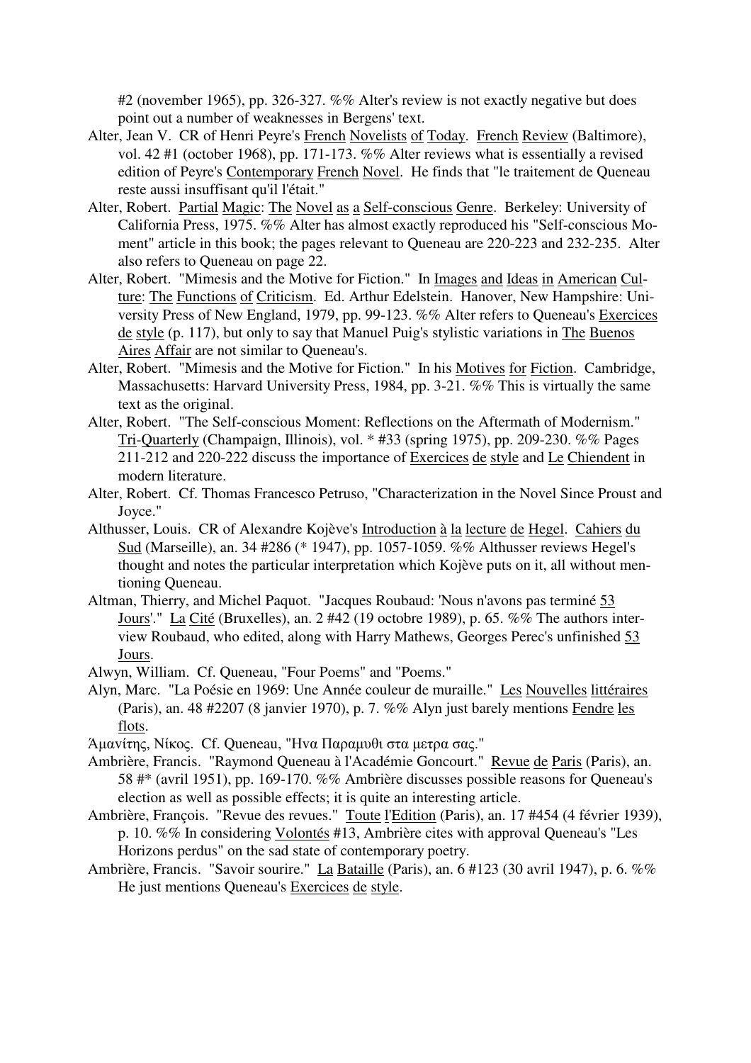#2 (november 1965), pp. 326-327. %% Alter's review is not exactly negative but does point out a number of weaknesses in Bergens' text.

Alter, Jean V. CR of Henri Peyre's French Novelists of Today. French Review (Baltimore), vol. 42 #1 (october 1968), pp. 171-173. %% Alter reviews what is essentially a revised edition of Peyre's Contemporary French Novel. He finds that "le traitement de Queneau reste aussi insuffisant qu'il l'était."

Alter, Robert. Partial Magic: The Novel as a Self-conscious Genre. Berkeley: University of California Press, 1975. %% Alter has almost exactly reproduced his "Self-conscious Moment" article in this book; the pages relevant to Queneau are 220-223 and 232-235. Alter also refers to Queneau on page 22.

Alter, Robert. "Mimesis and the Motive for Fiction." In Images and Ideas in American Culture: The Functions of Criticism. Ed. Arthur Edelstein. Hanover, New Hampshire: University Press of New England, 1979, pp. 99-123. %% Alter refers to Queneau's Exercices de style (p. 117), but only to say that Manuel Puig's stylistic variations in The Buenos Aires Affair are not similar to Queneau's.

Alter, Robert. "Mimesis and the Motive for Fiction." In his Motives for Fiction. Cambridge, Massachusetts: Harvard University Press, 1984, pp. 3-21. %% This is virtually the same text as the original.

Alter, Robert. "The Self-conscious Moment: Reflections on the Aftermath of Modernism." Tri-Quarterly (Champaign, Illinois), vol. * #33 (spring 1975), pp. 209-230. %% Pages 211-212 and 220-222 discuss the importance of Exercices de style and Le Chiendent in modern literature.

Alter, Robert. Cf. Thomas Francesco Petruso, "Characterization in the Novel Since Proust and Joyce."

Althusser, Louis. CR of Alexandre Kojève's Introduction à la lecture de Hegel. Cahiers du Sud (Marseille), an. 34 #286 (* 1947), pp. 1057-1059. %% Althusser reviews Hegel's thought and notes the particular interpretation which Kojève puts on it, all without mentioning Queneau.

Altman, Thierry, and Michel Paquot. "Jacques Roubaud: 'Nous n'avons pas terminé 53 Jours'." La Cité (Bruxelles), an. 2 #42 (19 octobre 1989), p. 65. %% The authors interview Roubaud, who edited, along with Harry Mathews, Georges Perec's unfinished 53 Jours.

Alwyn, William. Cf. Queneau, "Four Poems" and "Poems."

Alyn, Marc. "La Poésie en 1969: Une Année couleur de muraille." Les Nouvelles littéraires (Paris), an. 48 #2207 (8 janvier 1970), p. 7. %% Alyn just barely mentions Fendre les flots.

Άμανίτης, Νίκος. Cf. Queneau, "Ηνα Παραμυθι στα μετρα σας."

Ambrière, Francis. "Raymond Queneau à l'Académie Goncourt." Revue de Paris (Paris), an. 58 #* (avril 1951), pp. 169-170. %% Ambrière discusses possible reasons for Queneau's election as well as possible effects; it is quite an interesting article.

Ambrière, François. "Revue des revues." Toute l'Edition (Paris), an. 17 #454 (4 février 1939), p. 10. %% In considering Volontés #13, Ambrière cites with approval Queneau's "Les Horizons perdus" on the sad state of contemporary poetry.

Ambrière, Francis. "Savoir sourire." La Bataille (Paris), an. 6 #123 (30 avril 1947), p. 6. %% He just mentions Queneau's Exercices de style.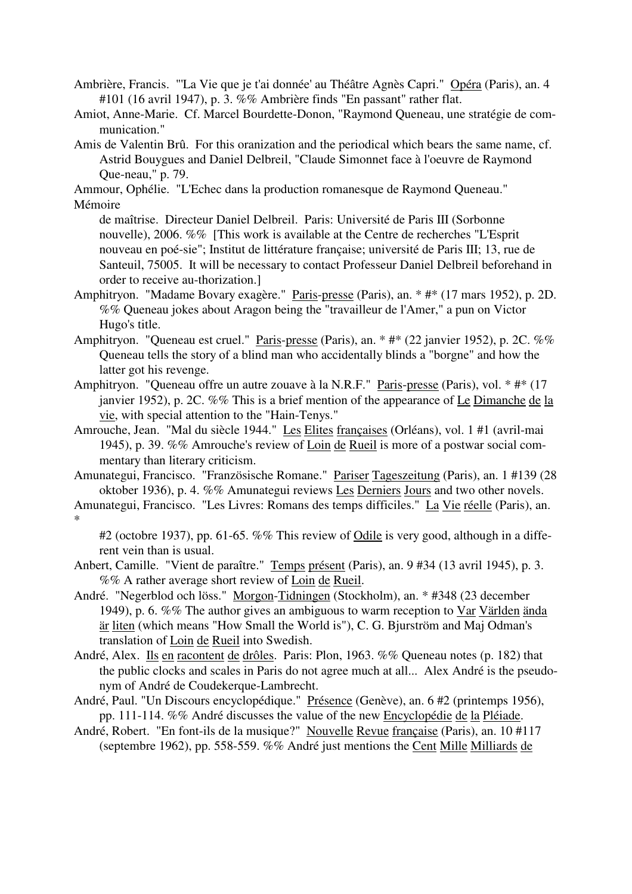Ambrière, Francis. "'La Vie que je t'ai donnée' au Théâtre Agnès Capri." Opéra (Paris), an. 4 #101 (16 avril 1947), p. 3. %% Ambrière finds "En passant" rather flat.

Amiot, Anne-Marie. Cf. Marcel Bourdette-Donon, "Raymond Queneau, une stratégie de communication."

Amis de Valentin Brû. For this oranization and the periodical which bears the same name, cf. Astrid Bouygues and Daniel Delbreil, "Claude Simonnet face à l'oeuvre de Raymond Que-neau," p. 79.

Ammour, Ophélie. "L'Echec dans la production romanesque de Raymond Queneau." Mémoire de maîtrise. Directeur Daniel Delbreil. Paris: Université de Paris III (Sorbonne nouvelle), 2006. %% [This work is available at the Centre de recherches "L'Esprit nouveau en poé-sie"; Institut de littérature française; université de Paris III; 13, rue de Santeuil, 75005. It will be necessary to contact Professeur Daniel Delbreil beforehand in order to receive au-thorization.]

Amphitryon. "Madame Bovary exagère." Paris-presse (Paris), an. * #* (17 mars 1952), p. 2D. %% Queneau jokes about Aragon being the "travailleur de l'Amer," a pun on Victor Hugo's title.

Amphitryon. "Queneau est cruel." Paris-presse (Paris), an. * #* (22 janvier 1952), p. 2C. %% Queneau tells the story of a blind man who accidentally blinds a "borgne" and how the latter got his revenge.

Amphitryon. "Queneau offre un autre zouave à la N.R.F." Paris-presse (Paris), vol. * #* (17 janvier 1952), p. 2C. %% This is a brief mention of the appearance of Le Dimanche de la vie, with special attention to the "Hain-Tenys."

Amrouche, Jean. "Mal du siècle 1944." Les Elites françaises (Orléans), vol. 1 #1 (avril-mai 1945), p. 39. %% Amrouche's review of Loin de Rueil is more of a postwar social commentary than literary criticism.

Amunategui, Francisco. "Französische Romane." Pariser Tageszeitung (Paris), an. 1 #139 (28 oktober 1936), p. 4. %% Amunategui reviews Les Derniers Jours and two other novels.

Amunategui, Francisco. "Les Livres: Romans des temps difficiles." La Vie réelle (Paris), an. * #2 (octobre 1937), pp. 61-65. %% This review of Odile is very good, although in a different vein than is usual.

Anbert, Camille. "Vient de paraître." Temps présent (Paris), an. 9 #34 (13 avril 1945), p. 3. %% A rather average short review of Loin de Rueil.

André. "Negerblod och löss." Morgon-Tidningen (Stockholm), an. * #348 (23 december 1949), p. 6. %% The author gives an ambiguous to warm reception to Var Världen ända är liten (which means "How Small the World is"), C. G. Bjurström and Maj Odman's translation of Loin de Rueil into Swedish.

André, Alex. Ils en racontent de drôles. Paris: Plon, 1963. %% Queneau notes (p. 182) that the public clocks and scales in Paris do not agree much at all... Alex André is the pseudonym of André de Coudekerque-Lambrecht.

André, Paul. "Un Discours encyclopédique." Présence (Genève), an. 6 #2 (printemps 1956), pp. 111-114. %% André discusses the value of the new Encyclopédie de la Pléiade.

André, Robert. "En font-ils de la musique?" Nouvelle Revue française (Paris), an. 10 #117 (septembre 1962), pp. 558-559. %% André just mentions the Cent Mille Milliards de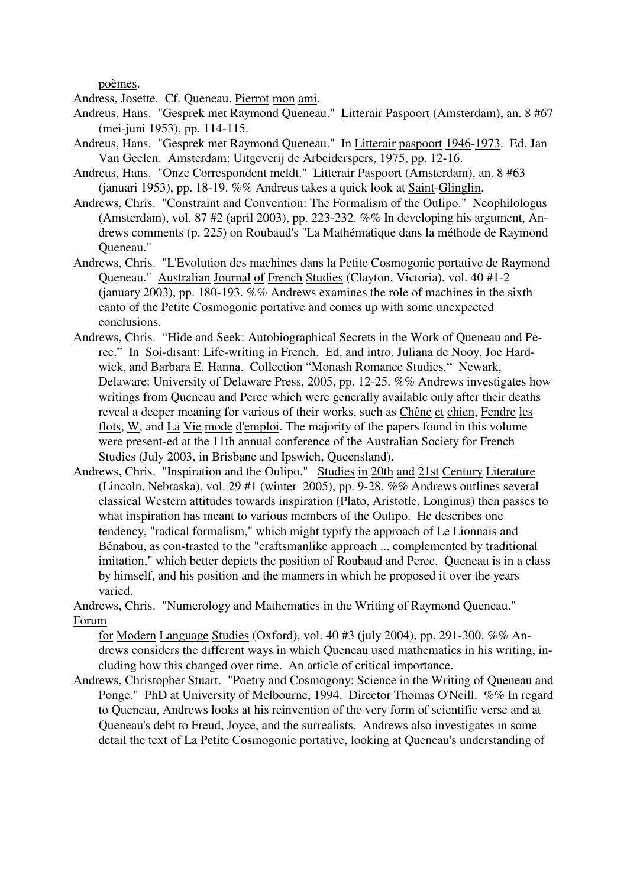poèmes.

Andress, Josette. Cf. Queneau, Pierrot mon ami.

Andreus, Hans. "Gesprek met Raymond Queneau." Litterair Paspoort (Amsterdam), an. 8 #67 (mei-juni 1953), pp. 114-115.

Andreus, Hans. "Gesprek met Raymond Queneau." In Litterair paspoort 1946-1973. Ed. Jan Van Geelen. Amsterdam: Uitgeverij de Arbeiderspers, 1975, pp. 12-16.

Andreus, Hans. "Onze Correspondent meldt." Litterair Paspoort (Amsterdam), an. 8 #63 (januari 1953), pp. 18-19. %% Andreus takes a quick look at Saint-Glinglin.

Andrews, Chris. "Constraint and Convention: The Formalism of the Oulipo." Neophilologus (Amsterdam), vol. 87 #2 (april 2003), pp. 223-232. %% In developing his argument, Andrews comments (p. 225) on Roubaud's "La Mathématique dans la méthode de Raymond Queneau."

Andrews, Chris. "L'Evolution des machines dans la Petite Cosmogonie portative de Raymond Queneau." Australian Journal of French Studies (Clayton, Victoria), vol. 40 #1-2 (january 2003), pp. 180-193. %% Andrews examines the role of machines in the sixth canto of the Petite Cosmogonie portative and comes up with some unexpected conclusions.

Andrews, Chris. "Hide and Seek: Autobiographical Secrets in the Work of Queneau and Perec." In Soi-disant: Life-writing in French. Ed. and intro. Juliana de Nooy, Joe Hardwick, and Barbara E. Hanna. Collection "Monash Romance Studies." Newark, Delaware: University of Delaware Press, 2005, pp. 12-25. %% Andrews investigates how writings from Queneau and Perec which were generally available only after their deaths reveal a deeper meaning for various of their works, such as Chêne et chien, Fendre les flots, W, and La Vie mode d'emploi. The majority of the papers found in this volume were present-ed at the 11th annual conference of the Australian Society for French Studies (July 2003, in Brisbane and Ipswich, Queensland).

Andrews, Chris. "Inspiration and the Oulipo." Studies in 20th and 21st Century Literature (Lincoln, Nebraska), vol. 29 #1 (winter 2005), pp. 9-28. %% Andrews outlines several classical Western attitudes towards inspiration (Plato, Aristotle, Longinus) then passes to what inspiration has meant to various members of the Oulipo. He describes one tendency, "radical formalism," which might typify the approach of Le Lionnais and Bénabou, as con-trasted to the "craftsmanlike approach ... complemented by traditional imitation," which better depicts the position of Roubaud and Perec. Queneau is in a class by himself, and his position and the manners in which he proposed it over the years varied.

Andrews, Chris. "Numerology and Mathematics in the Writing of Raymond Queneau." Forum for Modern Language Studies (Oxford), vol. 40 #3 (july 2004), pp. 291-300. %% Andrews considers the different ways in which Queneau used mathematics in his writing, including how this changed over time. An article of critical importance.

Andrews, Christopher Stuart. "Poetry and Cosmogony: Science in the Writing of Queneau and Ponge." PhD at University of Melbourne, 1994. Director Thomas O'Neill. %% In regard to Queneau, Andrews looks at his reinvention of the very form of scientific verse and at Queneau's debt to Freud, Joyce, and the surrealists. Andrews also investigates in some detail the text of La Petite Cosmogonie portative, looking at Queneau's understanding of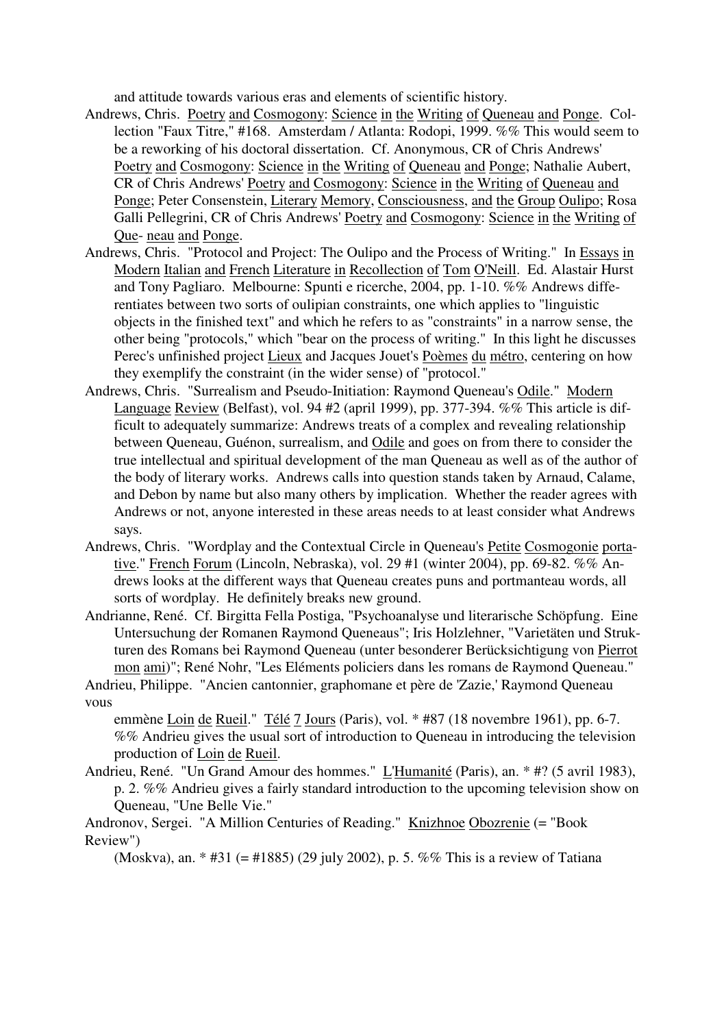and attitude towards various eras and elements of scientific history.

Andrews, Chris. Poetry and Cosmogony: Science in the Writing of Queneau and Ponge. Collection "Faux Titre," #168. Amsterdam / Atlanta: Rodopi, 1999. %% This would seem to be a reworking of his doctoral dissertation. Cf. Anonymous, CR of Chris Andrews' Poetry and Cosmogony: Science in the Writing of Queneau and Ponge; Nathalie Aubert, CR of Chris Andrews' Poetry and Cosmogony: Science in the Writing of Queneau and Ponge; Peter Consenstein, Literary Memory, Consciousness, and the Group Oulipo; Rosa Galli Pellegrini, CR of Chris Andrews' Poetry and Cosmogony: Science in the Writing of Que- neau and Ponge.

Andrews, Chris. "Protocol and Project: The Oulipo and the Process of Writing." In Essays in Modern Italian and French Literature in Recollection of Tom O'Neill. Ed. Alastair Hurst and Tony Pagliaro. Melbourne: Spunti e ricerche, 2004, pp. 1-10. %% Andrews differentiates between two sorts of oulipian constraints, one which applies to "linguistic objects in the finished text" and which he refers to as "constraints" in a narrow sense, the other being "protocols," which "bear on the process of writing." In this light he discusses Perec's unfinished project Lieux and Jacques Jouet's Poèmes du métro, centering on how they exemplify the constraint (in the wider sense) of "protocol."

Andrews, Chris. "Surrealism and Pseudo-Initiation: Raymond Queneau's Odile." Modern Language Review (Belfast), vol. 94 #2 (april 1999), pp. 377-394. %% This article is difficult to adequately summarize: Andrews treats of a complex and revealing relationship between Queneau, Guénon, surrealism, and Odile and goes on from there to consider the true intellectual and spiritual development of the man Queneau as well as of the author of the body of literary works. Andrews calls into question stands taken by Arnaud, Calame, and Debon by name but also many others by implication. Whether the reader agrees with Andrews or not, anyone interested in these areas needs to at least consider what Andrews says.

Andrews, Chris. "Wordplay and the Contextual Circle in Queneau's Petite Cosmogonie portative." French Forum (Lincoln, Nebraska), vol. 29 #1 (winter 2004), pp. 69-82. %% Andrews looks at the different ways that Queneau creates puns and portmanteau words, all sorts of wordplay. He definitely breaks new ground.

Andrianne, René. Cf. Birgitta Fella Postiga, "Psychoanalyse und literarische Schöpfung. Eine Untersuchung der Romanen Raymond Queneaus"; Iris Holzlehner, "Varietäten und Strukturen des Romans bei Raymond Queneau (unter besonderer Berücksichtigung von Pierrot mon ami)"; René Nohr, "Les Eléments policiers dans les romans de Raymond Queneau."

Andrieu, Philippe. "Ancien cantonnier, graphomane et père de 'Zazie,' Raymond Queneau vous emmène Loin de Rueil." Télé 7 Jours (Paris), vol. * #87 (18 novembre 1961), pp. 6-7. %% Andrieu gives the usual sort of introduction to Queneau in introducing the television production of Loin de Rueil.

Andrieu, René. "Un Grand Amour des hommes." L'Humanité (Paris), an. * #? (5 avril 1983), p. 2. %% Andrieu gives a fairly standard introduction to the upcoming television show on Queneau, "Une Belle Vie."

Andronov, Sergei. "A Million Centuries of Reading." Knizhnoe Obozrenie (= "Book Review") (Moskva), an. * #31 (= #1885) (29 july 2002), p. 5. %% This is a review of Tatiana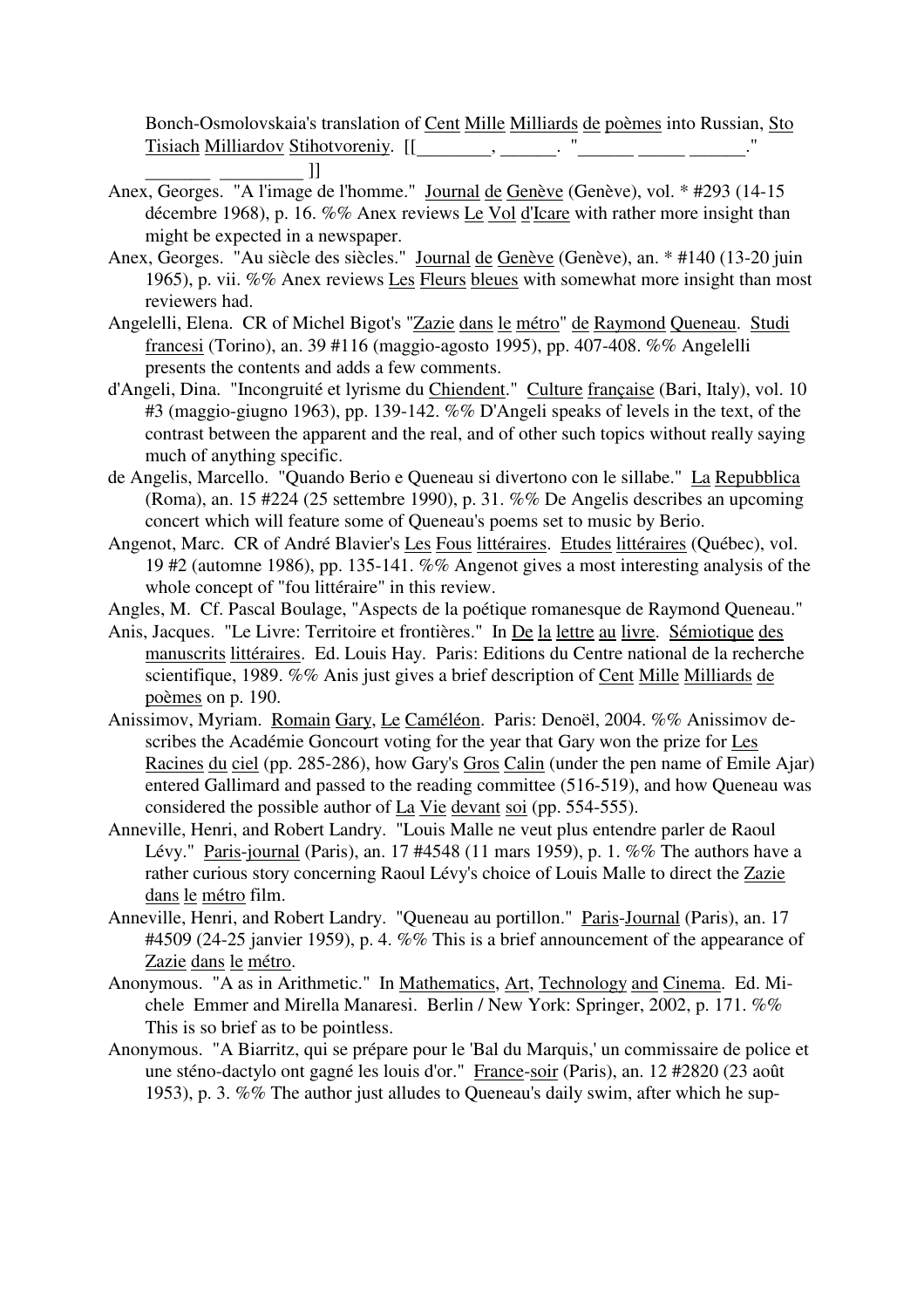Bonch-Osmolovskaia's translation of Cent Mille Milliards de poèmes into Russian, Sto Tisiach Milliardov Stihotvoreniy. [[________, ______. "______ _____ ______." _______ _________ ]]

Anex, Georges. "A l'image de l'homme." Journal de Genève (Genève), vol. * #293 (14-15 décembre 1968), p. 16. %% Anex reviews Le Vol d'Icare with rather more insight than might be expected in a newspaper.

Anex, Georges. "Au siècle des siècles." Journal de Genève (Genève), an. * #140 (13-20 juin 1965), p. vii. %% Anex reviews Les Fleurs bleues with somewhat more insight than most reviewers had.

Angelelli, Elena. CR of Michel Bigot's "Zazie dans le métro" de Raymond Queneau. Studi francesi (Torino), an. 39 #116 (maggio-agosto 1995), pp. 407-408. %% Angelelli presents the contents and adds a few comments.

d'Angeli, Dina. "Incongruité et lyrisme du Chiendent." Culture française (Bari, Italy), vol. 10 #3 (maggio-giugno 1963), pp. 139-142. %% D'Angeli speaks of levels in the text, of the contrast between the apparent and the real, and of other such topics without really saying much of anything specific.

de Angelis, Marcello. "Quando Berio e Queneau si divertono con le sillabe." La Repubblica (Roma), an. 15 #224 (25 settembre 1990), p. 31. %% De Angelis describes an upcoming concert which will feature some of Queneau's poems set to music by Berio.

Angenot, Marc. CR of André Blavier's Les Fous littéraires. Etudes littéraires (Québec), vol. 19 #2 (automne 1986), pp. 135-141. %% Angenot gives a most interesting analysis of the whole concept of "fou littéraire" in this review.

Angles, M. Cf. Pascal Boulage, "Aspects de la poétique romanesque de Raymond Queneau."

Anis, Jacques. "Le Livre: Territoire et frontières." In De la lettre au livre. Sémiotique des manuscrits littéraires. Ed. Louis Hay. Paris: Editions du Centre national de la recherche scientifique, 1989. %% Anis just gives a brief description of Cent Mille Milliards de poèmes on p. 190.

Anissimov, Myriam. Romain Gary, Le Caméléon. Paris: Denoël, 2004. %% Anissimov describes the Académie Goncourt voting for the year that Gary won the prize for Les Racines du ciel (pp. 285-286), how Gary's Gros Calin (under the pen name of Emile Ajar) entered Gallimard and passed to the reading committee (516-519), and how Queneau was considered the possible author of La Vie devant soi (pp. 554-555).

Anneville, Henri, and Robert Landry. "Louis Malle ne veut plus entendre parler de Raoul Lévy." Paris-journal (Paris), an. 17 #4548 (11 mars 1959), p. 1. %% The authors have a rather curious story concerning Raoul Lévy's choice of Louis Malle to direct the Zazie dans le métro film.

Anneville, Henri, and Robert Landry. "Queneau au portillon." Paris-Journal (Paris), an. 17 #4509 (24-25 janvier 1959), p. 4. %% This is a brief announcement of the appearance of Zazie dans le métro.

Anonymous. "A as in Arithmetic." In Mathematics, Art, Technology and Cinema. Ed. Michele Emmer and Mirella Manaresi. Berlin / New York: Springer, 2002, p. 171. %% This is so brief as to be pointless.

Anonymous. "A Biarritz, qui se prépare pour le 'Bal du Marquis,' un commissaire de police et une sténo-dactylo ont gagné les louis d'or." France-soir (Paris), an. 12 #2820 (23 août 1953), p. 3. %% The author just alludes to Queneau's daily swim, after which he sup-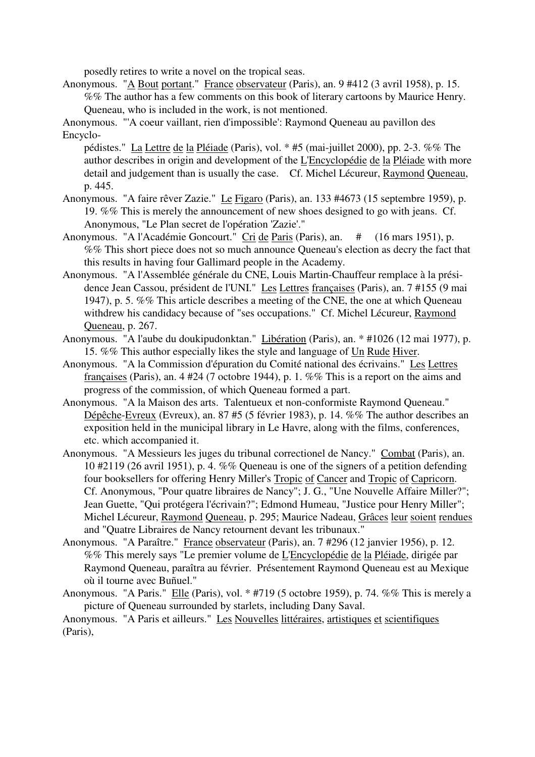posedly retires to write a novel on the tropical seas.

Anonymous. "A Bout portant." France observateur (Paris), an. 9 #412 (3 avril 1958), p. 15. %% The author has a few comments on this book of literary cartoons by Maurice Henry. Queneau, who is included in the work, is not mentioned.

Anonymous. "'A coeur vaillant, rien d'impossible': Raymond Queneau au pavillon des Encyclo-pédistes." La Lettre de la Pléiade (Paris), vol. * #5 (mai-juillet 2000), pp. 2-3. %% The author describes in origin and development of the L'Encyclopédie de la Pléiade with more detail and judgement than is usually the case. Cf. Michel Lécureur, Raymond Queneau, p. 445.

Anonymous. "A faire rêver Zazie." Le Figaro (Paris), an. 133 #4673 (15 septembre 1959), p. 19. %% This is merely the announcement of new shoes designed to go with jeans. Cf. Anonymous, "Le Plan secret de l'opération 'Zazie'."

Anonymous. "A l'Académie Goncourt." Cri de Paris (Paris), an. # (16 mars 1951), p. %% This short piece does not so much announce Queneau's election as decry the fact that this results in having four Gallimard people in the Academy.

Anonymous. "A l'Assemblée générale du CNE, Louis Martin-Chauffeur remplace à la présidence Jean Cassou, président de l'UNI." Les Lettres françaises (Paris), an. 7 #155 (9 mai 1947), p. 5. %% This article describes a meeting of the CNE, the one at which Queneau withdrew his candidacy because of "ses occupations." Cf. Michel Lécureur, Raymond Queneau, p. 267.

Anonymous. "A l'aube du doukipudonktan." Libération (Paris), an. * #1026 (12 mai 1977), p. 15. %% This author especially likes the style and language of Un Rude Hiver.

Anonymous. "A la Commission d'épuration du Comité national des écrivains." Les Lettres françaises (Paris), an. 4 #24 (7 octobre 1944), p. 1. %% This is a report on the aims and progress of the commission, of which Queneau formed a part.

Anonymous. "A la Maison des arts. Talentueux et non-conformiste Raymond Queneau." Dépêche-Evreux (Evreux), an. 87 #5 (5 février 1983), p. 14. %% The author describes an exposition held in the municipal library in Le Havre, along with the films, conferences, etc. which accompanied it.

Anonymous. "A Messieurs les juges du tribunal correctionel de Nancy." Combat (Paris), an. 10 #2119 (26 avril 1951), p. 4. %% Queneau is one of the signers of a petition defending four booksellers for offering Henry Miller's Tropic of Cancer and Tropic of Capricorn. Cf. Anonymous, "Pour quatre libraires de Nancy"; J. G., "Une Nouvelle Affaire Miller?"; Jean Guette, "Qui protégera l'écrivain?"; Edmond Humeau, "Justice pour Henry Miller"; Michel Lécureur, Raymond Queneau, p. 295; Maurice Nadeau, Grâces leur soient rendues and "Quatre Libraires de Nancy retournent devant les tribunaux."

Anonymous. "A Paraître." France observateur (Paris), an. 7 #296 (12 janvier 1956), p. 12. %% This merely says "Le premier volume de L'Encyclopédie de la Pléiade, dirigée par Raymond Queneau, paraîtra au février. Présentement Raymond Queneau est au Mexique où il tourne avec Buñuel."

Anonymous. "A Paris." Elle (Paris), vol. * #719 (5 octobre 1959), p. 74. %% This is merely a picture of Queneau surrounded by starlets, including Dany Saval.

Anonymous. "A Paris et ailleurs." Les Nouvelles littéraires, artistiques et scientifiques (Paris),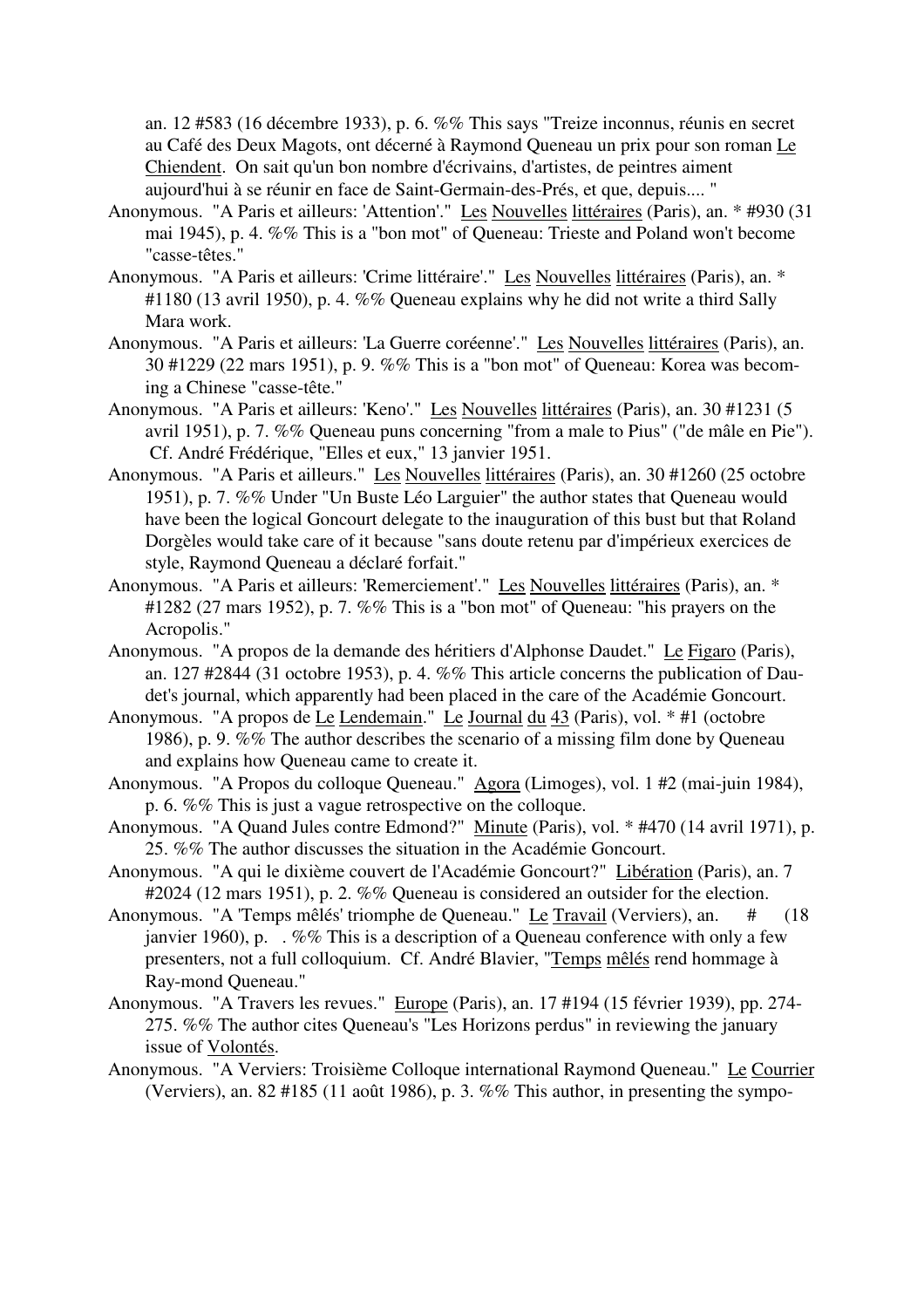an. 12 #583 (16 décembre 1933), p. 6. %% This says "Treize inconnus, réunis en secret au Café des Deux Magots, ont décerné à Raymond Queneau un prix pour son roman Le Chiendent. On sait qu'un bon nombre d'écrivains, d'artistes, de peintres aiment aujourd'hui à se réunir en face de Saint-Germain-des-Prés, et que, depuis.... "

Anonymous. "A Paris et ailleurs: 'Attention'." Les Nouvelles littéraires (Paris), an. * #930 (31 mai 1945), p. 4. %% This is a "bon mot" of Queneau: Trieste and Poland won't become "casse-têtes."

Anonymous. "A Paris et ailleurs: 'Crime littéraire'." Les Nouvelles littéraires (Paris), an. * #1180 (13 avril 1950), p. 4. %% Queneau explains why he did not write a third Sally Mara work.

Anonymous. "A Paris et ailleurs: 'La Guerre coréenne'." Les Nouvelles littéraires (Paris), an. 30 #1229 (22 mars 1951), p. 9. %% This is a "bon mot" of Queneau: Korea was becoming a Chinese "casse-tête."

Anonymous. "A Paris et ailleurs: 'Keno'." Les Nouvelles littéraires (Paris), an. 30 #1231 (5 avril 1951), p. 7. %% Queneau puns concerning "from a male to Pius" ("de mâle en Pie"). Cf. André Frédérique, "Elles et eux," 13 janvier 1951.

Anonymous. "A Paris et ailleurs." Les Nouvelles littéraires (Paris), an. 30 #1260 (25 octobre 1951), p. 7. %% Under "Un Buste Léo Larguier" the author states that Queneau would have been the logical Goncourt delegate to the inauguration of this bust but that Roland Dorgèles would take care of it because "sans doute retenu par d'impérieux exercices de style, Raymond Queneau a déclaré forfait."

Anonymous. "A Paris et ailleurs: 'Remerciement'." Les Nouvelles littéraires (Paris), an. * #1282 (27 mars 1952), p. 7. %% This is a "bon mot" of Queneau: "his prayers on the Acropolis."

Anonymous. "A propos de la demande des héritiers d'Alphonse Daudet." Le Figaro (Paris), an. 127 #2844 (31 octobre 1953), p. 4. %% This article concerns the publication of Daudet's journal, which apparently had been placed in the care of the Académie Goncourt.

Anonymous. "A propos de Le Lendemain." Le Journal du 43 (Paris), vol. * #1 (octobre 1986), p. 9. %% The author describes the scenario of a missing film done by Queneau and explains how Queneau came to create it.

Anonymous. "A Propos du colloque Queneau." Agora (Limoges), vol. 1 #2 (mai-juin 1984), p. 6. %% This is just a vague retrospective on the colloque.

Anonymous. "A Quand Jules contre Edmond?" Minute (Paris), vol. * #470 (14 avril 1971), p. 25. %% The author discusses the situation in the Académie Goncourt.

Anonymous. "A qui le dixième couvert de l'Académie Goncourt?" Libération (Paris), an. 7 #2024 (12 mars 1951), p. 2. %% Queneau is considered an outsider for the election.

Anonymous. "A 'Temps mêlés' triomphe de Queneau." Le Travail (Verviers), an. # (18 janvier 1960), p. . %% This is a description of a Queneau conference with only a few presenters, not a full colloquium. Cf. André Blavier, "Temps mêlés rend hommage à Ray-mond Queneau."

Anonymous. "A Travers les revues." Europe (Paris), an. 17 #194 (15 février 1939), pp. 274-275. %% The author cites Queneau's "Les Horizons perdus" in reviewing the january issue of Volontés.

Anonymous. "A Verviers: Troisième Colloque international Raymond Queneau." Le Courrier (Verviers), an. 82 #185 (11 août 1986), p. 3. %% This author, in presenting the sympo-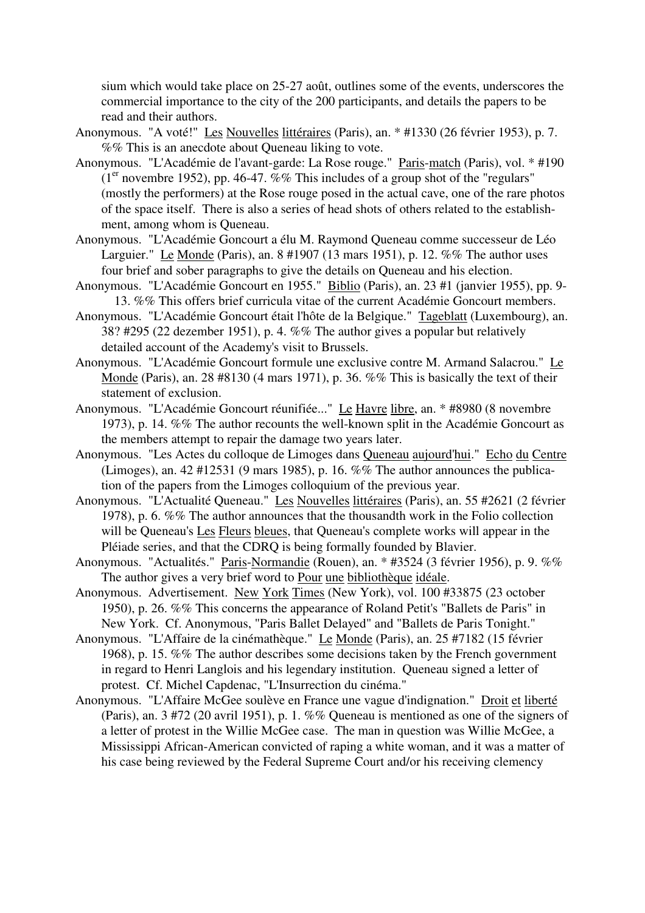sium which would take place on 25-27 août, outlines some of the events, underscores the commercial importance to the city of the 200 participants, and details the papers to be read and their authors.

Anonymous. "A voté!" Les Nouvelles littéraires (Paris), an. * #1330 (26 février 1953), p. 7. %% This is an anecdote about Queneau liking to vote.

Anonymous. "L'Académie de l'avant-garde: La Rose rouge." Paris-match (Paris), vol. * #190 (1er novembre 1952), pp. 46-47. %% This includes of a group shot of the "regulars" (mostly the performers) at the Rose rouge posed in the actual cave, one of the rare photos of the space itself. There is also a series of head shots of others related to the establishment, among whom is Queneau.

Anonymous. "L'Académie Goncourt a élu M. Raymond Queneau comme successeur de Léo Larguier." Le Monde (Paris), an. 8 #1907 (13 mars 1951), p. 12. %% The author uses four brief and sober paragraphs to give the details on Queneau and his election.

Anonymous. "L'Académie Goncourt en 1955." Biblio (Paris), an. 23 #1 (janvier 1955), pp. 9-13. %% This offers brief curricula vitae of the current Académie Goncourt members.

Anonymous. "L'Académie Goncourt était l'hôte de la Belgique." Tageblatt (Luxembourg), an. 38? #295 (22 dezember 1951), p. 4. %% The author gives a popular but relatively detailed account of the Academy's visit to Brussels.

Anonymous. "L'Académie Goncourt formule une exclusive contre M. Armand Salacrou." Le Monde (Paris), an. 28 #8130 (4 mars 1971), p. 36. %% This is basically the text of their statement of exclusion.

Anonymous. "L'Académie Goncourt réunifiée..." Le Havre libre, an. * #8980 (8 novembre 1973), p. 14. %% The author recounts the well-known split in the Académie Goncourt as the members attempt to repair the damage two years later.

Anonymous. "Les Actes du colloque de Limoges dans Queneau aujourd'hui." Echo du Centre (Limoges), an. 42 #12531 (9 mars 1985), p. 16. %% The author announces the publication of the papers from the Limoges colloquium of the previous year.

Anonymous. "L'Actualité Queneau." Les Nouvelles littéraires (Paris), an. 55 #2621 (2 février 1978), p. 6. %% The author announces that the thousandth work in the Folio collection will be Queneau's Les Fleurs bleues, that Queneau's complete works will appear in the Pléiade series, and that the CDRQ is being formally founded by Blavier.

Anonymous. "Actualités." Paris-Normandie (Rouen), an. * #3524 (3 février 1956), p. 9. %% The author gives a very brief word to Pour une bibliothèque idéale.

Anonymous. Advertisement. New York Times (New York), vol. 100 #33875 (23 october 1950), p. 26. %% This concerns the appearance of Roland Petit's "Ballets de Paris" in New York. Cf. Anonymous, "Paris Ballet Delayed" and "Ballets de Paris Tonight."

Anonymous. "L'Affaire de la cinémathèque." Le Monde (Paris), an. 25 #7182 (15 février 1968), p. 15. %% The author describes some decisions taken by the French government in regard to Henri Langlois and his legendary institution. Queneau signed a letter of protest. Cf. Michel Capdenac, "L'Insurrection du cinéma."

Anonymous. "L'Affaire McGee soulève en France une vague d'indignation." Droit et liberté (Paris), an. 3 #72 (20 avril 1951), p. 1. %% Queneau is mentioned as one of the signers of a letter of protest in the Willie McGee case. The man in question was Willie McGee, a Mississippi African-American convicted of raping a white woman, and it was a matter of his case being reviewed by the Federal Supreme Court and/or his receiving clemency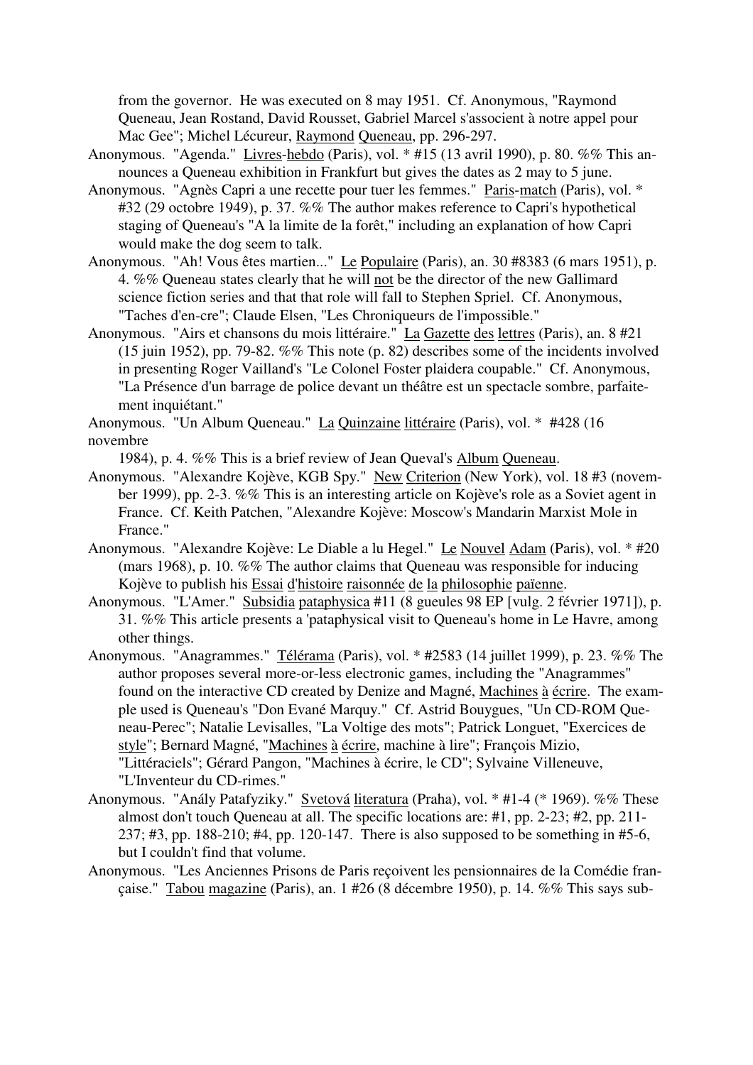from the governor. He was executed on 8 may 1951. Cf. Anonymous, "Raymond Queneau, Jean Rostand, David Rousset, Gabriel Marcel s'associent à notre appel pour Mac Gee"; Michel Lécureur, Raymond Queneau, pp. 296-297.

Anonymous. "Agenda." Livres-hebdo (Paris), vol. * #15 (13 avril 1990), p. 80. %% This announces a Queneau exhibition in Frankfurt but gives the dates as 2 may to 5 june.

Anonymous. "Agnès Capri a une recette pour tuer les femmes." Paris-match (Paris), vol. * #32 (29 octobre 1949), p. 37. %% The author makes reference to Capri's hypothetical staging of Queneau's "A la limite de la forêt," including an explanation of how Capri would make the dog seem to talk.

Anonymous. "Ah! Vous êtes martien..." Le Populaire (Paris), an. 30 #8383 (6 mars 1951), p. 4. %% Queneau states clearly that he will not be the director of the new Gallimard science fiction series and that that role will fall to Stephen Spriel. Cf. Anonymous, "Taches d'en-cre"; Claude Elsen, "Les Chroniqueurs de l'impossible."

Anonymous. "Airs et chansons du mois littéraire." La Gazette des lettres (Paris), an. 8 #21 (15 juin 1952), pp. 79-82. %% This note (p. 82) describes some of the incidents involved in presenting Roger Vailland's "Le Colonel Foster plaidera coupable." Cf. Anonymous, "La Présence d'un barrage de police devant un théâtre est un spectacle sombre, parfaitement inquiétant."

Anonymous. "Un Album Queneau." La Quinzaine littéraire (Paris), vol. * #428 (16 novembre 1984), p. 4. %% This is a brief review of Jean Queval's Album Queneau.

Anonymous. "Alexandre Kojève, KGB Spy." New Criterion (New York), vol. 18 #3 (november 1999), pp. 2-3. %% This is an interesting article on Kojève's role as a Soviet agent in France. Cf. Keith Patchen, "Alexandre Kojève: Moscow's Mandarin Marxist Mole in France."

Anonymous. "Alexandre Kojève: Le Diable a lu Hegel." Le Nouvel Adam (Paris), vol. * #20 (mars 1968), p. 10. %% The author claims that Queneau was responsible for inducing Kojève to publish his Essai d'histoire raisonnée de la philosophie païenne.

Anonymous. "L'Amer." Subsidia pataphysica #11 (8 gueules 98 EP [vulg. 2 février 1971]), p. 31. %% This article presents a 'pataphysical visit to Queneau's home in Le Havre, among other things.

Anonymous. "Anagrammes." Télérama (Paris), vol. * #2583 (14 juillet 1999), p. 23. %% The author proposes several more-or-less electronic games, including the "Anagrammes" found on the interactive CD created by Denize and Magné, Machines à écrire. The example used is Queneau's "Don Evané Marquy." Cf. Astrid Bouygues, "Un CD-ROM Queneau-Perec"; Natalie Levisalles, "La Voltige des mots"; Patrick Longuet, "Exercices de style"; Bernard Magné, "Machines à écrire, machine à lire"; François Mizio, "Littéraciels"; Gérard Pangon, "Machines à écrire, le CD"; Sylvaine Villeneuve, "L'Inventeur du CD-rimes."

Anonymous. "Anály Patafyziky." Svetová literatura (Praha), vol. * #1-4 (* 1969). %% These almost don't touch Queneau at all. The specific locations are: #1, pp. 2-23; #2, pp. 211-237; #3, pp. 188-210; #4, pp. 120-147. There is also supposed to be something in #5-6, but I couldn't find that volume.

Anonymous. "Les Anciennes Prisons de Paris reçoivent les pensionnaires de la Comédie française." Tabou magazine (Paris), an. 1 #26 (8 décembre 1950), p. 14. %% This says sub-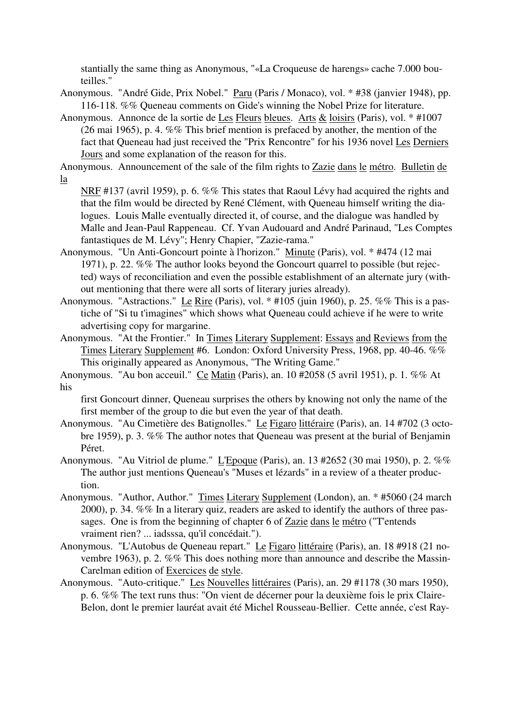stantially the same thing as Anonymous, "«La Croqueuse de harengs» cache 7.000 bouteilles."

Anonymous. "André Gide, Prix Nobel." Paru (Paris / Monaco), vol. * #38 (janvier 1948), pp. 116-118. %% Queneau comments on Gide's winning the Nobel Prize for literature.

Anonymous. Annonce de la sortie de Les Fleurs bleues. Arts & loisirs (Paris), vol. * #1007 (26 mai 1965), p. 4. %% This brief mention is prefaced by another, the mention of the fact that Queneau had just received the "Prix Rencontre" for his 1936 novel Les Derniers Jours and some explanation of the reason for this.

Anonymous. Announcement of the sale of the film rights to Zazie dans le métro. Bulletin de la NRF #137 (avril 1959), p. 6. %% This states that Raoul Lévy had acquired the rights and that the film would be directed by René Clément, with Queneau himself writing the dialogues. Louis Malle eventually directed it, of course, and the dialogue was handled by Malle and Jean-Paul Rappeneau. Cf. Yvan Audouard and André Parinaud, "Les Comptes fantastiques de M. Lévy"; Henry Chapier, "Zazie-rama."

Anonymous. "Un Anti-Goncourt pointe à l'horizon." Minute (Paris), vol. * #474 (12 mai 1971), p. 22. %% The author looks beyond the Goncourt quarrel to possible (but rejected) ways of reconciliation and even the possible establishment of an alternate jury (without mentioning that there were all sorts of literary juries already).

Anonymous. "Astractions." Le Rire (Paris), vol. * #105 (juin 1960), p. 25. %% This is a pastiche of "Si tu t'imagines" which shows what Queneau could achieve if he were to write advertising copy for margarine.

Anonymous. "At the Frontier." In Times Literary Supplement: Essays and Reviews from the Times Literary Supplement #6. London: Oxford University Press, 1968, pp. 40-46. %% This originally appeared as Anonymous, "The Writing Game."

Anonymous. "Au bon acceuil." Ce Matin (Paris), an. 10 #2058 (5 avril 1951), p. 1. %% At his first Goncourt dinner, Queneau surprises the others by knowing not only the name of the first member of the group to die but even the year of that death.

Anonymous. "Au Cimetière des Batignolles." Le Figaro littéraire (Paris), an. 14 #702 (3 octobre 1959), p. 3. %% The author notes that Queneau was present at the burial of Benjamin Péret.

Anonymous. "Au Vitriol de plume." L'Epoque (Paris), an. 13 #2652 (30 mai 1950), p. 2. %% The author just mentions Queneau's "Muses et lézards" in a review of a theater production.

Anonymous. "Author, Author." Times Literary Supplement (London), an. * #5060 (24 march 2000), p. 34. %% In a literary quiz, readers are asked to identify the authors of three passages. One is from the beginning of chapter 6 of Zazie dans le métro ("T'entends vraiment rien? ... iadsssa, qu'il concédait.").

Anonymous. "L'Autobus de Queneau repart." Le Figaro littéraire (Paris), an. 18 #918 (21 novembre 1963), p. 2. %% This does nothing more than announce and describe the Massin-Carelman edition of Exercices de style.

Anonymous. "Auto-critique." Les Nouvelles littéraires (Paris), an. 29 #1178 (30 mars 1950), p. 6. %% The text runs thus: "On vient de décerner pour la deuxième fois le prix Claire-Belon, dont le premier lauréat avait été Michel Rousseau-Bellier. Cette année, c'est Ray-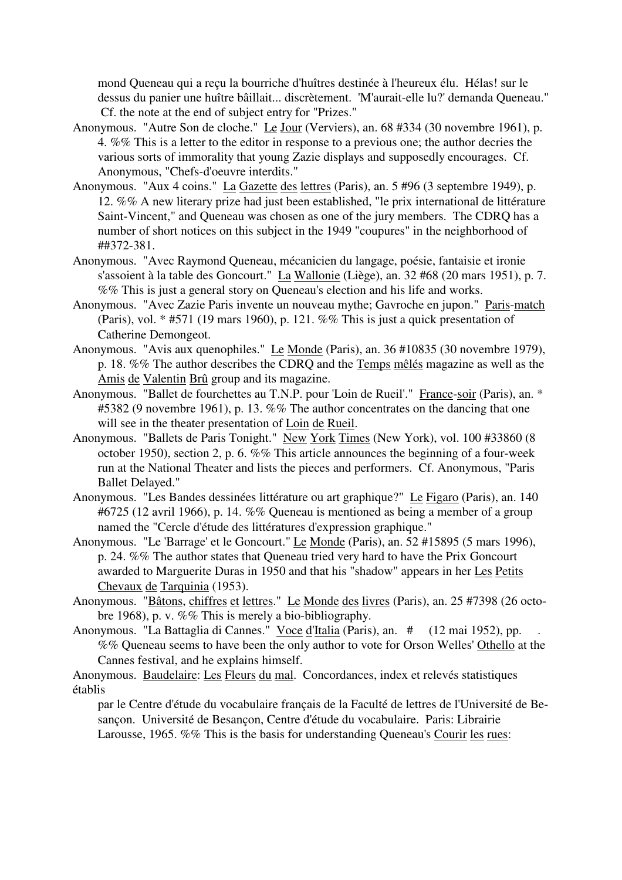mond Queneau qui a reçu la bourriche d'huîtres destinée à l'heureux élu. Hélas! sur le dessus du panier une huître bâillait... discrètement. 'M'aurait-elle lu?' demanda Queneau." Cf. the note at the end of subject entry for "Prizes."

Anonymous. "Autre Son de cloche." Le Jour (Verviers), an. 68 #334 (30 novembre 1961), p. 4. %% This is a letter to the editor in response to a previous one; the author decries the various sorts of immorality that young Zazie displays and supposedly encourages. Cf. Anonymous, "Chefs-d'oeuvre interdits."

Anonymous. "Aux 4 coins." La Gazette des lettres (Paris), an. 5 #96 (3 septembre 1949), p. 12. %% A new literary prize had just been established, "le prix international de littérature Saint-Vincent," and Queneau was chosen as one of the jury members. The CDRQ has a number of short notices on this subject in the 1949 "coupures" in the neighborhood of ##372-381.

Anonymous. "Avec Raymond Queneau, mécanicien du langage, poésie, fantaisie et ironie s'assoient à la table des Goncourt." La Wallonie (Liège), an. 32 #68 (20 mars 1951), p. 7. %% This is just a general story on Queneau's election and his life and works.

Anonymous. "Avec Zazie Paris invente un nouveau mythe; Gavroche en jupon." Paris-match (Paris), vol. * #571 (19 mars 1960), p. 121. %% This is just a quick presentation of Catherine Demongeot.

Anonymous. "Avis aux quenophiles." Le Monde (Paris), an. 36 #10835 (30 novembre 1979), p. 18. %% The author describes the CDRQ and the Temps mêlés magazine as well as the Amis de Valentin Brû group and its magazine.

Anonymous. "Ballet de fourchettes au T.N.P. pour 'Loin de Rueil'." France-soir (Paris), an. * #5382 (9 novembre 1961), p. 13. %% The author concentrates on the dancing that one will see in the theater presentation of Loin de Rueil.

Anonymous. "Ballets de Paris Tonight." New York Times (New York), vol. 100 #33860 (8 october 1950), section 2, p. 6. %% This article announces the beginning of a four-week run at the National Theater and lists the pieces and performers. Cf. Anonymous, "Paris Ballet Delayed."

Anonymous. "Les Bandes dessinées littérature ou art graphique?" Le Figaro (Paris), an. 140 #6725 (12 avril 1966), p. 14. %% Queneau is mentioned as being a member of a group named the "Cercle d'étude des littératures d'expression graphique."

Anonymous. "Le 'Barrage' et le Goncourt." Le Monde (Paris), an. 52 #15895 (5 mars 1996), p. 24. %% The author states that Queneau tried very hard to have the Prix Goncourt awarded to Marguerite Duras in 1950 and that his "shadow" appears in her Les Petits Chevaux de Tarquinia (1953).

Anonymous. "Bâtons, chiffres et lettres." Le Monde des livres (Paris), an. 25 #7398 (26 octobre 1968), p. v. %% This is merely a bio-bibliography.

Anonymous. "La Battaglia di Cannes." Voce d'Italia (Paris), an. # (12 mai 1952), pp. . %% Queneau seems to have been the only author to vote for Orson Welles' Othello at the Cannes festival, and he explains himself.

Anonymous. Baudelaire: Les Fleurs du mal. Concordances, index et relevés statistiques établis par le Centre d'étude du vocabulaire français de la Faculté de lettres de l'Université de Besançon. Université de Besançon, Centre d'étude du vocabulaire. Paris: Librairie Larousse, 1965. %% This is the basis for understanding Queneau's Courir les rues: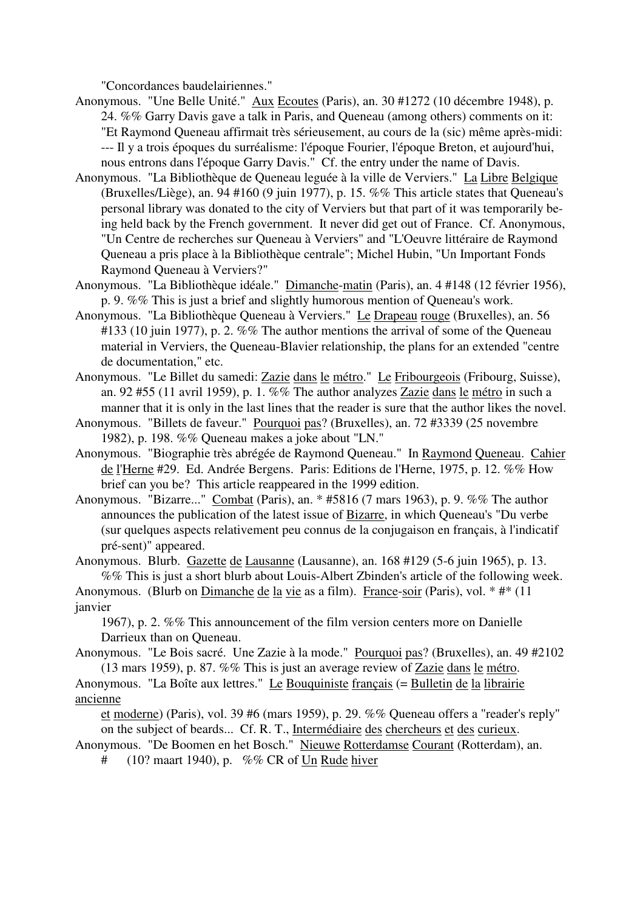"Concordances baudelairiennes."

Anonymous. "Une Belle Unité." Aux Ecoutes (Paris), an. 30 #1272 (10 décembre 1948), p. 24. %% Garry Davis gave a talk in Paris, and Queneau (among others) comments on it: "Et Raymond Queneau affirmait très sérieusement, au cours de la (sic) même après-midi: --- Il y a trois époques du surréalisme: l'époque Fourier, l'époque Breton, et aujourd'hui, nous entrons dans l'époque Garry Davis." Cf. the entry under the name of Davis.

Anonymous. "La Bibliothèque de Queneau leguée à la ville de Verviers." La Libre Belgique (Bruxelles/Liège), an. 94 #160 (9 juin 1977), p. 15. %% This article states that Queneau's personal library was donated to the city of Verviers but that part of it was temporarily being held back by the French government. It never did get out of France. Cf. Anonymous, "Un Centre de recherches sur Queneau à Verviers" and "L'Oeuvre littéraire de Raymond Queneau a pris place à la Bibliothèque centrale"; Michel Hubin, "Un Important Fonds Raymond Queneau à Verviers?"

Anonymous. "La Bibliothèque idéale." Dimanche-matin (Paris), an. 4 #148 (12 février 1956), p. 9. %% This is just a brief and slightly humorous mention of Queneau's work.

Anonymous. "La Bibliothèque Queneau à Verviers." Le Drapeau rouge (Bruxelles), an. 56 #133 (10 juin 1977), p. 2. %% The author mentions the arrival of some of the Queneau material in Verviers, the Queneau-Blavier relationship, the plans for an extended "centre de documentation," etc.

Anonymous. "Le Billet du samedi: Zazie dans le métro." Le Friburgeois (Fribourg, Suisse), an. 92 #55 (11 avril 1959), p. 1. %% The author analyzes Zazie dans le métro in such a manner that it is only in the last lines that the reader is sure that the author likes the novel.

Anonymous. "Billets de faveur." Pourquoi pas? (Bruxelles), an. 72 #3339 (25 novembre 1982), p. 198. %% Queneau makes a joke about "LN."

Anonymous. "Biographie très abrégée de Raymond Queneau." In Raymond Queneau. Cahier de l'Herne #29. Ed. Andrée Bergens. Paris: Editions de l'Herne, 1975, p. 12. %% How brief can you be? This article reappeared in the 1999 edition.

Anonymous. "Bizarre..." Combat (Paris), an. * #5816 (7 mars 1963), p. 9. %% The author announces the publication of the latest issue of Bizarre, in which Queneau's "Du verbe (sur quelques aspects relativement peu connus de la conjugaison en français, à l'indicatif pré-sent)" appeared.

Anonymous. Blurb. Gazette de Lausanne (Lausanne), an. 168 #129 (5-6 juin 1965), p. 13. %% This is just a short blurb about Louis-Albert Zbinden's article of the following week.

Anonymous. (Blurb on Dimanche de la vie as a film). France-soir (Paris), vol. * #* (11 janvier 1967), p. 2. %% This announcement of the film version centers more on Danielle Darrieux than on Queneau.

Anonymous. "Le Bois sacré. Une Zazie à la mode." Pourquoi pas? (Bruxelles), an. 49 #2102 (13 mars 1959), p. 87. %% This is just an average review of Zazie dans le métro.

Anonymous. "La Boîte aux lettres." Le Bouquiniste français (= Bulletin de la librairie ancienne et moderne) (Paris), vol. 39 #6 (mars 1959), p. 29. %% Queneau offers a "reader's reply" on the subject of beards... Cf. R. T., Intermédiaire des chercheurs et des curieux.

Anonymous. "De Boomen en het Bosch." Nieuwe Rotterdamse Courant (Rotterdam), an. # (10? maart 1940), p. %% CR of Un Rude hiver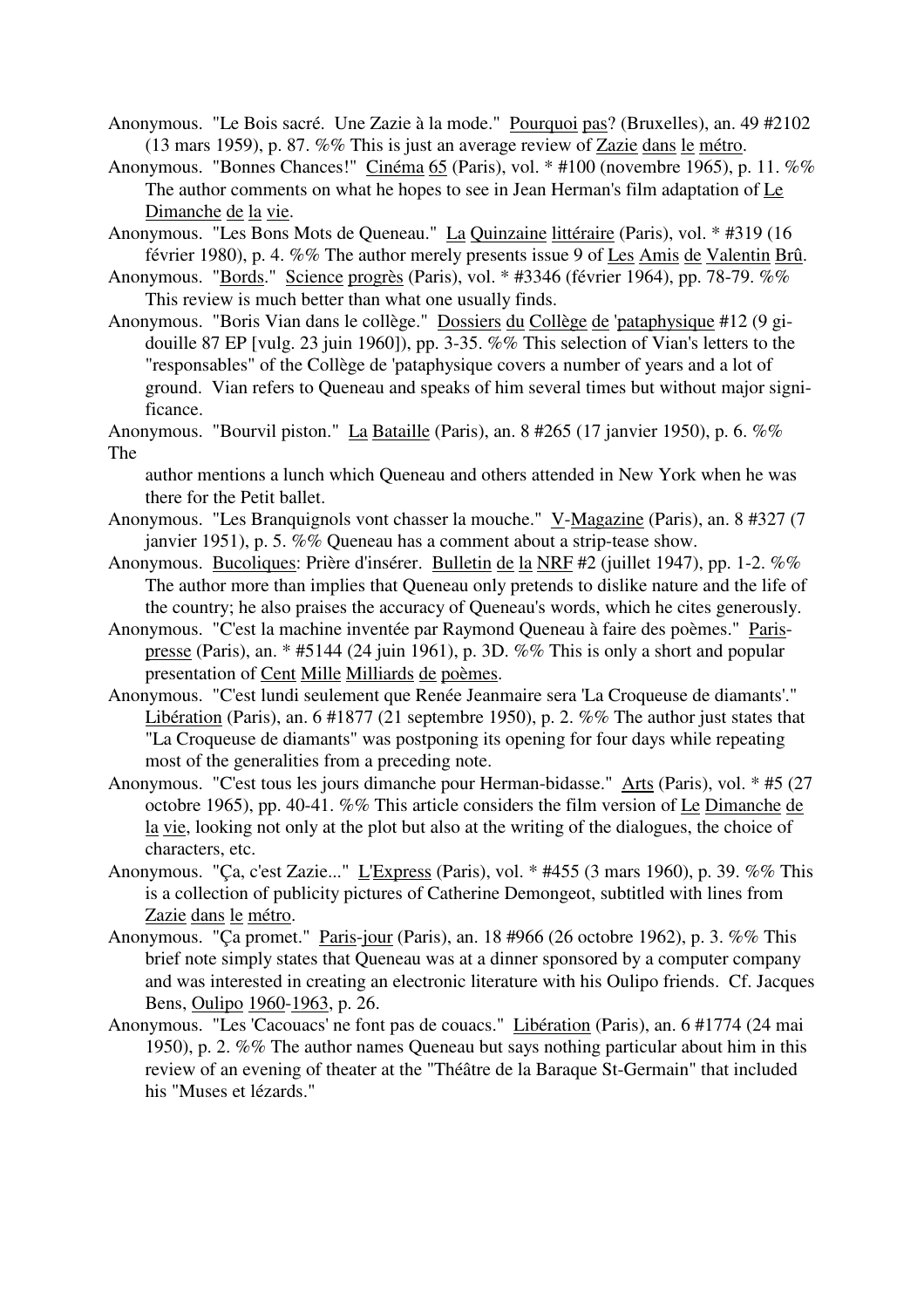Anonymous. "Le Bois sacré. Une Zazie à la mode." Pourquoi pas? (Bruxelles), an. 49 #2102 (13 mars 1959), p. 87. %% This is just an average review of Zazie dans le métro.

Anonymous. "Bonnes Chances!" Cinéma 65 (Paris), vol. * #100 (novembre 1965), p. 11. %% The author comments on what he hopes to see in Jean Herman's film adaptation of Le Dimanche de la vie.

Anonymous. "Les Bons Mots de Queneau." La Quinzaine littéraire (Paris), vol. * #319 (16 février 1980), p. 4. %% The author merely presents issue 9 of Les Amis de Valentin Brû.

Anonymous. "Bords." Science progrès (Paris), vol. * #3346 (février 1964), pp. 78-79. %% This review is much better than what one usually finds.

Anonymous. "Boris Vian dans le collège." Dossiers du Collège de 'pataphysique #12 (9 gidouille 87 EP [vulg. 23 juin 1960]), pp. 3-35. %% This selection of Vian's letters to the "responsables" of the Collège de 'pataphysique covers a number of years and a lot of ground. Vian refers to Queneau and speaks of him several times but without major significance.

Anonymous. "Bourvil piston." La Bataille (Paris), an. 8 #265 (17 janvier 1950), p. 6. %% The author mentions a lunch which Queneau and others attended in New York when he was there for the Petit ballet.

Anonymous. "Les Branquignols vont chasser la mouche." V-Magazine (Paris), an. 8 #327 (7 janvier 1951), p. 5. %% Queneau has a comment about a strip-tease show.

Anonymous. Bucoliques: Prière d'insérer. Bulletin de la NRF #2 (juillet 1947), pp. 1-2. %% The author more than implies that Queneau only pretends to dislike nature and the life of the country; he also praises the accuracy of Queneau's words, which he cites generously.

Anonymous. "C'est la machine inventée par Raymond Queneau à faire des poèmes." Paris-presse (Paris), an. * #5144 (24 juin 1961), p. 3D. %% This is only a short and popular presentation of Cent Mille Milliards de poèmes.

Anonymous. "C'est lundi seulement que Renée Jeanmaire sera 'La Croqueuse de diamants'." Libération (Paris), an. 6 #1877 (21 septembre 1950), p. 2. %% The author just states that "La Croqueuse de diamants" was postponing its opening for four days while repeating most of the generalities from a preceding note.

Anonymous. "C'est tous les jours dimanche pour Herman-bidasse." Arts (Paris), vol. * #5 (27 octobre 1965), pp. 40-41. %% This article considers the film version of Le Dimanche de la vie, looking not only at the plot but also at the writing of the dialogues, the choice of characters, etc.

Anonymous. "Ça, c'est Zazie..." L'Express (Paris), vol. * #455 (3 mars 1960), p. 39. %% This is a collection of publicity pictures of Catherine Demongeot, subtitled with lines from Zazie dans le métro.

Anonymous. "Ça promet." Paris-jour (Paris), an. 18 #966 (26 octobre 1962), p. 3. %% This brief note simply states that Queneau was at a dinner sponsored by a computer company and was interested in creating an electronic literature with his Oulipo friends. Cf. Jacques Bens, Oulipo 1960-1963, p. 26.

Anonymous. "Les 'Cacouacs' ne font pas de couacs." Libération (Paris), an. 6 #1774 (24 mai 1950), p. 2. %% The author names Queneau but says nothing particular about him in this review of an evening of theater at the "Théâtre de la Baraque St-Germain" that included his "Muses et lézards."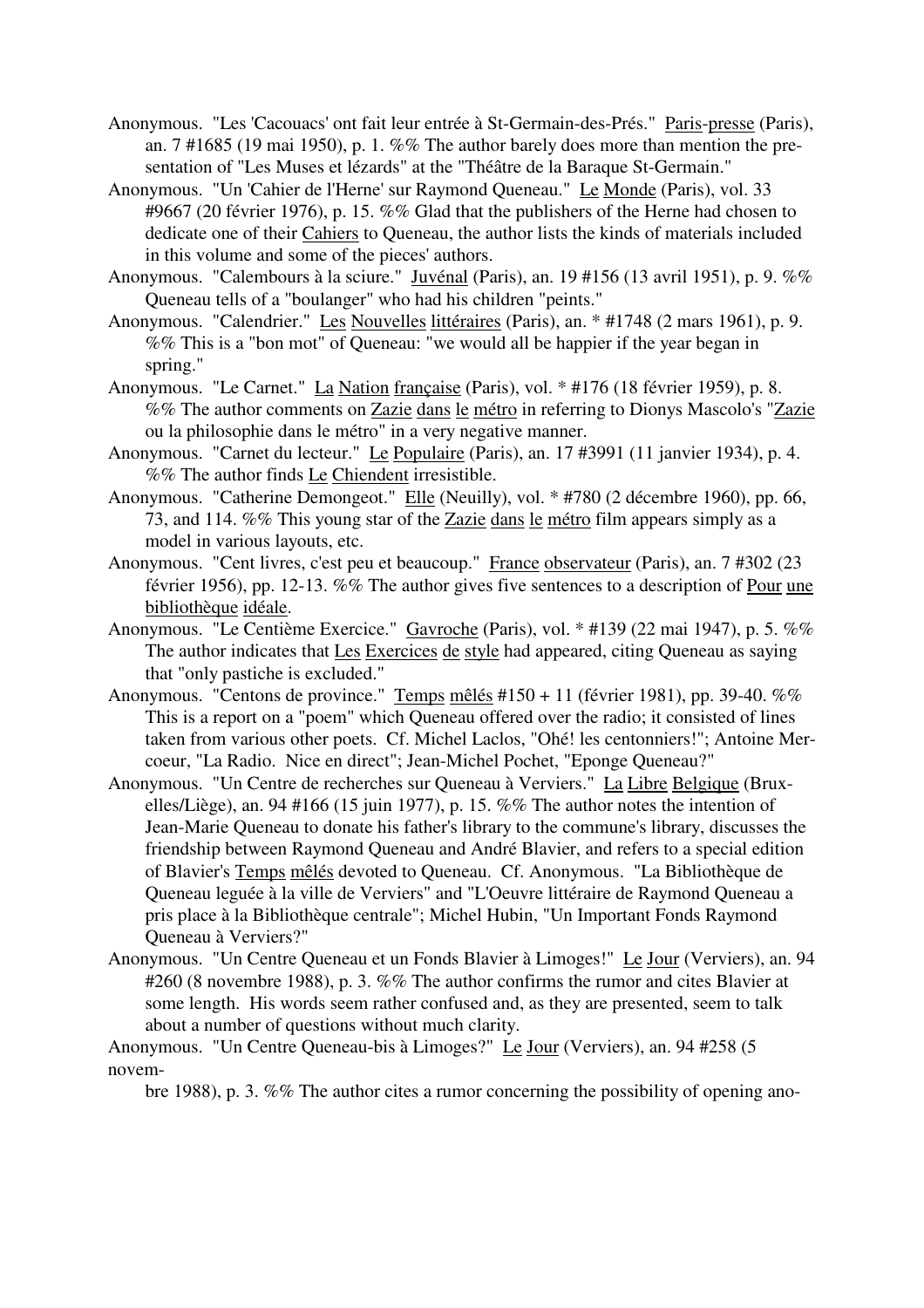Anonymous. "Les 'Cacouacs' ont fait leur entrée à St-Germain-des-Prés." Paris-presse (Paris), an. 7 #1685 (19 mai 1950), p. 1. %% The author barely does more than mention the presentation of "Les Muses et lézards" at the "Théâtre de la Baraque St-Germain."

Anonymous. "Un 'Cahier de l'Herne' sur Raymond Queneau." Le Monde (Paris), vol. 33 #9667 (20 février 1976), p. 15. %% Glad that the publishers of the Herne had chosen to dedicate one of their Cahiers to Queneau, the author lists the kinds of materials included in this volume and some of the pieces' authors.

Anonymous. "Calembours à la sciure." Juvénal (Paris), an. 19 #156 (13 avril 1951), p. 9. %% Queneau tells of a "boulanger" who had his children "peints."

Anonymous. "Calendrier." Les Nouvelles littéraires (Paris), an. * #1748 (2 mars 1961), p. 9. %% This is a "bon mot" of Queneau: "we would all be happier if the year began in spring."

Anonymous. "Le Carnet." La Nation française (Paris), vol. * #176 (18 février 1959), p. 8. %% The author comments on Zazie dans le métro in referring to Dionys Mascolo's "Zazie ou la philosophie dans le métro" in a very negative manner.

Anonymous. "Carnet du lecteur." Le Populaire (Paris), an. 17 #3991 (11 janvier 1934), p. 4. %% The author finds Le Chiendent irresistible.

Anonymous. "Catherine Demongeot." Elle (Neuilly), vol. * #780 (2 décembre 1960), pp. 66, 73, and 114. %% This young star of the Zazie dans le métro film appears simply as a model in various layouts, etc.

Anonymous. "Cent livres, c'est peu et beaucoup." France observateur (Paris), an. 7 #302 (23 février 1956), pp. 12-13. %% The author gives five sentences to a description of Pour une bibliothèque idéale.

Anonymous. "Le Centième Exercice." Gavroche (Paris), vol. * #139 (22 mai 1947), p. 5. %% The author indicates that Les Exercices de style had appeared, citing Queneau as saying that "only pastiche is excluded."

Anonymous. "Centons de province." Temps mêlés #150 + 11 (février 1981), pp. 39-40. %% This is a report on a "poem" which Queneau offered over the radio; it consisted of lines taken from various other poets. Cf. Michel Laclos, "Ohé! les centonniers!"; Antoine Mercoeur, "La Radio. Nice en direct"; Jean-Michel Pochet, "Eponge Queneau?"

Anonymous. "Un Centre de recherches sur Queneau à Verviers." La Libre Belgique (Bruxelles/Liège), an. 94 #166 (15 juin 1977), p. 15. %% The author notes the intention of Jean-Marie Queneau to donate his father's library to the commune's library, discusses the friendship between Raymond Queneau and André Blavier, and refers to a special edition of Blavier's Temps mêlés devoted to Queneau. Cf. Anonymous. "La Bibliothèque de Queneau leguée à la ville de Verviers" and "L'Oeuvre littéraire de Raymond Queneau a pris place à la Bibliothèque centrale"; Michel Hubin, "Un Important Fonds Raymond Queneau à Verviers?"

Anonymous. "Un Centre Queneau et un Fonds Blavier à Limoges!" Le Jour (Verviers), an. 94 #260 (8 novembre 1988), p. 3. %% The author confirms the rumor and cites Blavier at some length. His words seem rather confused and, as they are presented, seem to talk about a number of questions without much clarity.

Anonymous. "Un Centre Queneau-bis à Limoges?" Le Jour (Verviers), an. 94 #258 (5 novembre 1988), p. 3. %% The author cites a rumor concerning the possibility of opening ano-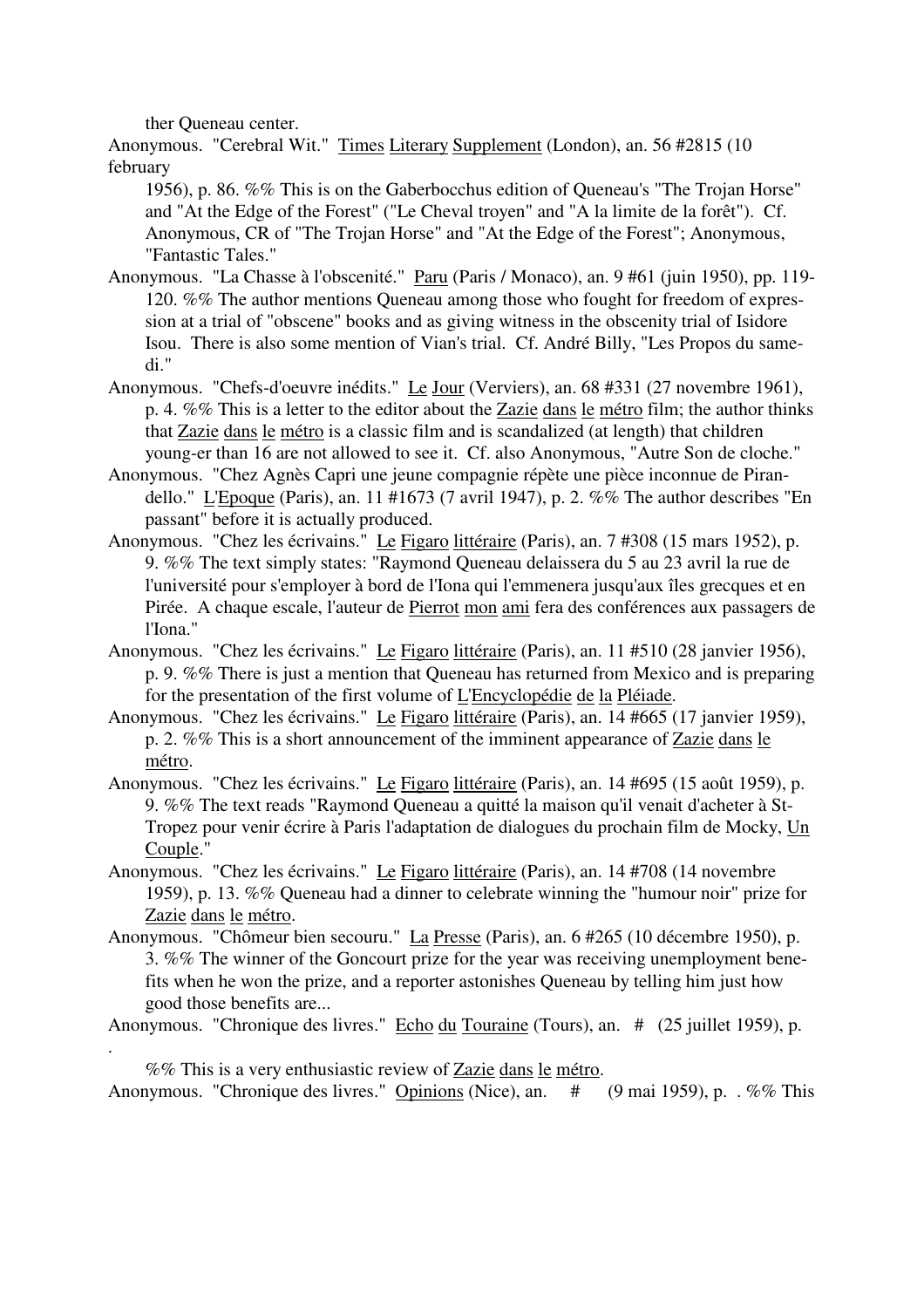ther Queneau center.

Anonymous. "Cerebral Wit." Times Literary Supplement (London), an. 56 #2815 (10 february 1956), p. 86. %% This is on the Gaberbocchus edition of Queneau's "The Trojan Horse" and "At the Edge of the Forest" ("Le Cheval troyen" and "A la limite de la forêt"). Cf. Anonymous, CR of "The Trojan Horse" and "At the Edge of the Forest"; Anonymous, "Fantastic Tales."

Anonymous. "La Chasse à l'obscenité." Paru (Paris / Monaco), an. 9 #61 (juin 1950), pp. 119-120. %% The author mentions Queneau among those who fought for freedom of expression at a trial of "obscene" books and as giving witness in the obscenity trial of Isidore Isou. There is also some mention of Vian's trial. Cf. André Billy, "Les Propos du samedi."

Anonymous. "Chefs-d'oeuvre inédits." Le Jour (Verviers), an. 68 #331 (27 novembre 1961), p. 4. %% This is a letter to the editor about the Zazie dans le métro film; the author thinks that Zazie dans le métro is a classic film and is scandalized (at length) that children young-er than 16 are not allowed to see it. Cf. also Anonymous, "Autre Son de cloche."

Anonymous. "Chez Agnès Capri une jeune compagnie répète une pièce inconnue de Pirandello." L'Epoque (Paris), an. 11 #1673 (7 avril 1947), p. 2. %% The author describes "En passant" before it is actually produced.

Anonymous. "Chez les écrivains." Le Figaro littéraire (Paris), an. 7 #308 (15 mars 1952), p. 9. %% The text simply states: "Raymond Queneau delaissera du 5 au 23 avril la rue de l'université pour s'employer à bord de l'Iona qui l'emmenera jusqu'aux îles grecques et en Pirée. A chaque escale, l'auteur de Pierrot mon ami fera des conférences aux passagers de l'Iona."

Anonymous. "Chez les écrivains." Le Figaro littéraire (Paris), an. 11 #510 (28 janvier 1956), p. 9. %% There is just a mention that Queneau has returned from Mexico and is preparing for the presentation of the first volume of L'Encyclopédie de la Pléiade.

Anonymous. "Chez les écrivains." Le Figaro littéraire (Paris), an. 14 #665 (17 janvier 1959), p. 2. %% This is a short announcement of the imminent appearance of Zazie dans le métro.

Anonymous. "Chez les écrivains." Le Figaro littéraire (Paris), an. 14 #695 (15 août 1959), p. 9. %% The text reads "Raymond Queneau a quitté la maison qu'il venait d'acheter à St-Tropez pour venir écrire à Paris l'adaptation de dialogues du prochain film de Mocky, Un Couple."

Anonymous. "Chez les écrivains." Le Figaro littéraire (Paris), an. 14 #708 (14 novembre 1959), p. 13. %% Queneau had a dinner to celebrate winning the "humour noir" prize for Zazie dans le métro.

Anonymous. "Chômeur bien secouru." La Presse (Paris), an. 6 #265 (10 décembre 1950), p. 3. %% The winner of the Goncourt prize for the year was receiving unemployment benefits when he won the prize, and a reporter astonishes Queneau by telling him just how good those benefits are...

Anonymous. "Chronique des livres." Echo du Touraine (Tours), an. # (25 juillet 1959), p. .

%% This is a very enthusiastic review of Zazie dans le métro.

Anonymous. "Chronique des livres." Opinions (Nice), an. # (9 mai 1959), p. . %% This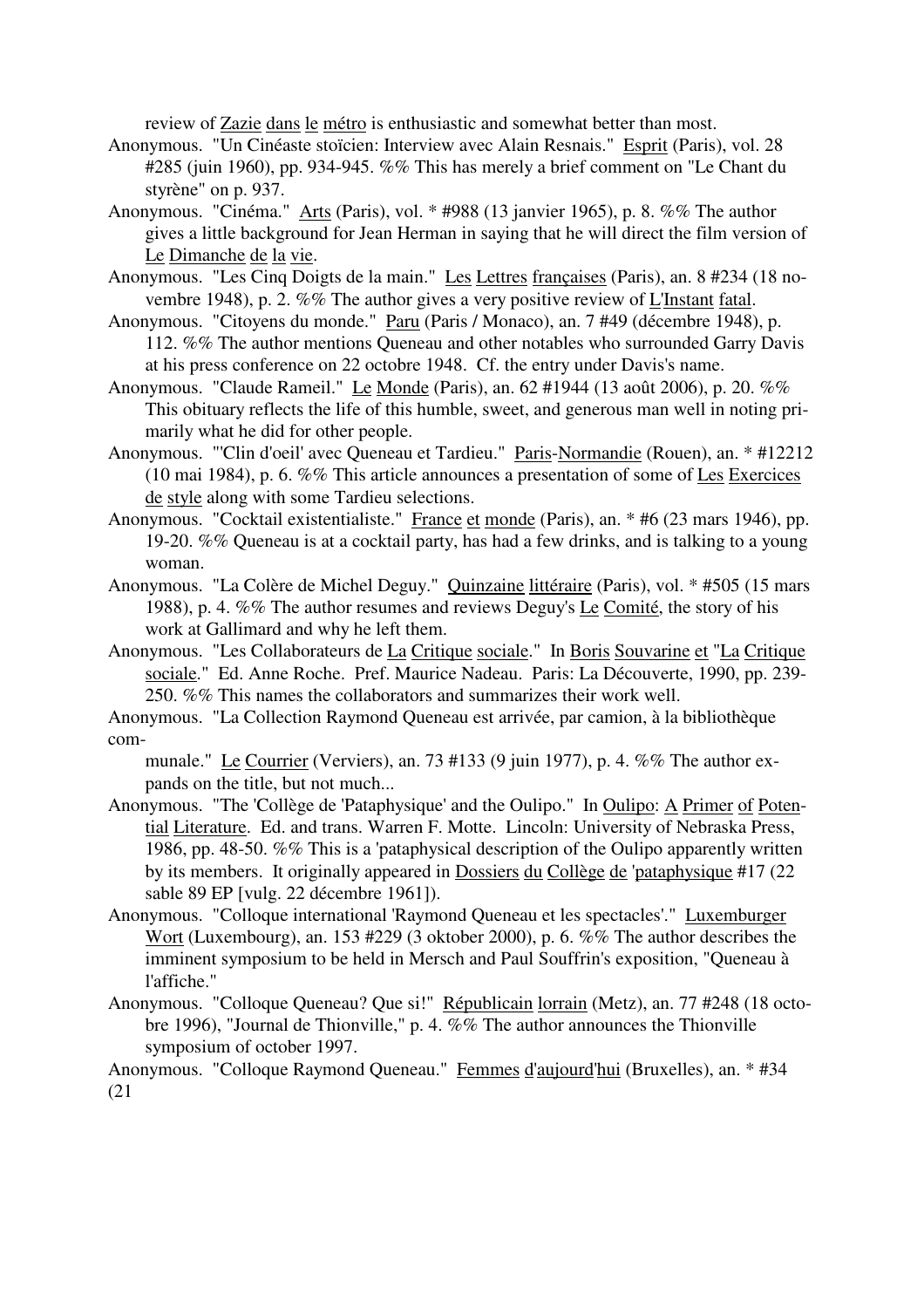review of Zazie dans le métro is enthusiastic and somewhat better than most.

Anonymous. "Un Cinéaste stoïcien: Interview avec Alain Resnais." Esprit (Paris), vol. 28 #285 (juin 1960), pp. 934-945. %% This has merely a brief comment on "Le Chant du styrène" on p. 937.

Anonymous. "Cinéma." Arts (Paris), vol. * #988 (13 janvier 1965), p. 8. %% The author gives a little background for Jean Herman in saying that he will direct the film version of Le Dimanche de la vie.

Anonymous. "Les Cinq Doigts de la main." Les Lettres françaises (Paris), an. 8 #234 (18 novembre 1948), p. 2. %% The author gives a very positive review of L'Instant fatal.

Anonymous. "Citoyens du monde." Paru (Paris / Monaco), an. 7 #49 (décembre 1948), p. 112. %% The author mentions Queneau and other notables who surrounded Garry Davis at his press conference on 22 octobre 1948. Cf. the entry under Davis's name.

Anonymous. "Claude Rameil." Le Monde (Paris), an. 62 #1944 (13 août 2006), p. 20. %% This obituary reflects the life of this humble, sweet, and generous man well in noting primarily what he did for other people.

Anonymous. "'Clin d'oeil' avec Queneau et Tardieu." Paris-Normandie (Rouen), an. * #12212 (10 mai 1984), p. 6. %% This article announces a presentation of some of Les Exercices de style along with some Tardieu selections.

Anonymous. "Cocktail existentialiste." France et monde (Paris), an. * #6 (23 mars 1946), pp. 19-20. %% Queneau is at a cocktail party, has had a few drinks, and is talking to a young woman.

Anonymous. "La Colère de Michel Deguy." Quinzaine littéraire (Paris), vol. * #505 (15 mars 1988), p. 4. %% The author resumes and reviews Deguy's Le Comité, the story of his work at Gallimard and why he left them.

Anonymous. "Les Collaborateurs de La Critique sociale." In Boris Souvarine et "La Critique sociale." Ed. Anne Roche. Pref. Maurice Nadeau. Paris: La Découverte, 1990, pp. 239-250. %% This names the collaborators and summarizes their work well.

Anonymous. "La Collection Raymond Queneau est arrivée, par camion, à la bibliothèque communale." Le Courrier (Verviers), an. 73 #133 (9 juin 1977), p. 4. %% The author expands on the title, but not much...

Anonymous. "The 'Collège de 'Pataphysique' and the Oulipo." In Oulipo: A Primer of Potential Literature. Ed. and trans. Warren F. Motte. Lincoln: University of Nebraska Press, 1986, pp. 48-50. %% This is a 'pataphysical description of the Oulipo apparently written by its members. It originally appeared in Dossiers du Collège de 'pataphysique #17 (22 sable 89 EP [vulg. 22 décembre 1961]).

Anonymous. "Colloque international 'Raymond Queneau et les spectacles'." Luxemburger Wort (Luxembourg), an. 153 #229 (3 oktober 2000), p. 6. %% The author describes the imminent symposium to be held in Mersch and Paul Souffrin's exposition, "Queneau à l'affiche."

Anonymous. "Colloque Queneau? Que si!" Républicain lorrain (Metz), an. 77 #248 (18 octobre 1996), "Journal de Thionville," p. 4. %% The author announces the Thionville symposium of october 1997.

Anonymous. "Colloque Raymond Queneau." Femmes d'aujourd'hui (Bruxelles), an. * #34 (21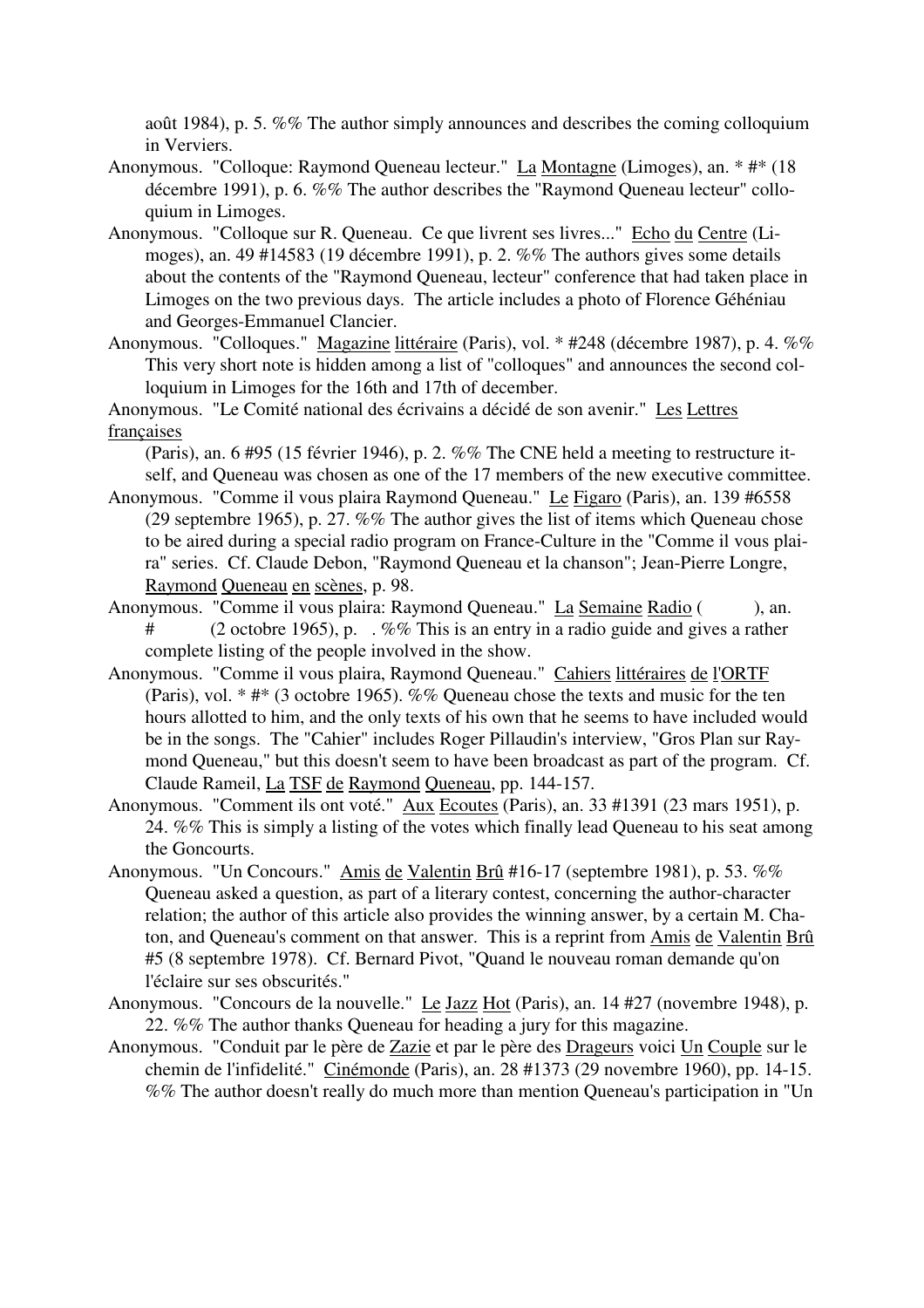août 1984), p. 5. %% The author simply announces and describes the coming colloquium in Verviers.

Anonymous. "Colloque: Raymond Queneau lecteur." La Montagne (Limoges), an. * #* (18 décembre 1991), p. 6. %% The author describes the "Raymond Queneau lecteur" colloquium in Limoges.

Anonymous. "Colloque sur R. Queneau. Ce que livrent ses livres..." Echo du Centre (Limoges), an. 49 #14583 (19 décembre 1991), p. 2. %% The authors gives some details about the contents of the "Raymond Queneau, lecteur" conference that had taken place in Limoges on the two previous days. The article includes a photo of Florence Géhéniau and Georges-Emmanuel Clancier.

Anonymous. "Colloques." Magazine littéraire (Paris), vol. * #248 (décembre 1987), p. 4. %% This very short note is hidden among a list of "colloques" and announces the second colloquium in Limoges for the 16th and 17th of december.

Anonymous. "Le Comité national des écrivains a décidé de son avenir." Les Lettres françaises (Paris), an. 6 #95 (15 février 1946), p. 2. %% The CNE held a meeting to restructure itself, and Queneau was chosen as one of the 17 members of the new executive committee.

Anonymous. "Comme il vous plaira Raymond Queneau." Le Figaro (Paris), an. 139 #6558 (29 septembre 1965), p. 27. %% The author gives the list of items which Queneau chose to be aired during a special radio program on France-Culture in the "Comme il vous plaira" series. Cf. Claude Debon, "Raymond Queneau et la chanson"; Jean-Pierre Longre, Raymond Queneau en scènes, p. 98.

Anonymous. "Comme il vous plaira: Raymond Queneau." La Semaine Radio ( ), an. # (2 octobre 1965), p. . %% This is an entry in a radio guide and gives a rather complete listing of the people involved in the show.

Anonymous. "Comme il vous plaira, Raymond Queneau." Cahiers littéraires de l'ORTF (Paris), vol. * #* (3 octobre 1965). %% Queneau chose the texts and music for the ten hours allotted to him, and the only texts of his own that he seems to have included would be in the songs. The "Cahier" includes Roger Pillaudin's interview, "Gros Plan sur Raymond Queneau," but this doesn't seem to have been broadcast as part of the program. Cf. Claude Rameil, La TSF de Raymond Queneau, pp. 144-157.

Anonymous. "Comment ils ont voté." Aux Ecoutes (Paris), an. 33 #1391 (23 mars 1951), p. 24. %% This is simply a listing of the votes which finally lead Queneau to his seat among the Goncourts.

Anonymous. "Un Concours." Amis de Valentin Brû #16-17 (septembre 1981), p. 53. %% Queneau asked a question, as part of a literary contest, concerning the author-character relation; the author of this article also provides the winning answer, by a certain M. Chaton, and Queneau's comment on that answer. This is a reprint from Amis de Valentin Brû #5 (8 septembre 1978). Cf. Bernard Pivot, "Quand le nouveau roman demande qu'on l'éclaire sur ses obscurités."

Anonymous. "Concours de la nouvelle." Le Jazz Hot (Paris), an. 14 #27 (novembre 1948), p. 22. %% The author thanks Queneau for heading a jury for this magazine.

Anonymous. "Conduit par le père de Zazie et par le père des Dragueurs voici Un Couple sur le chemin de l'infidelité." Cinémonde (Paris), an. 28 #1373 (29 novembre 1960), pp. 14-15. %% The author doesn't really do much more than mention Queneau's participation in "Un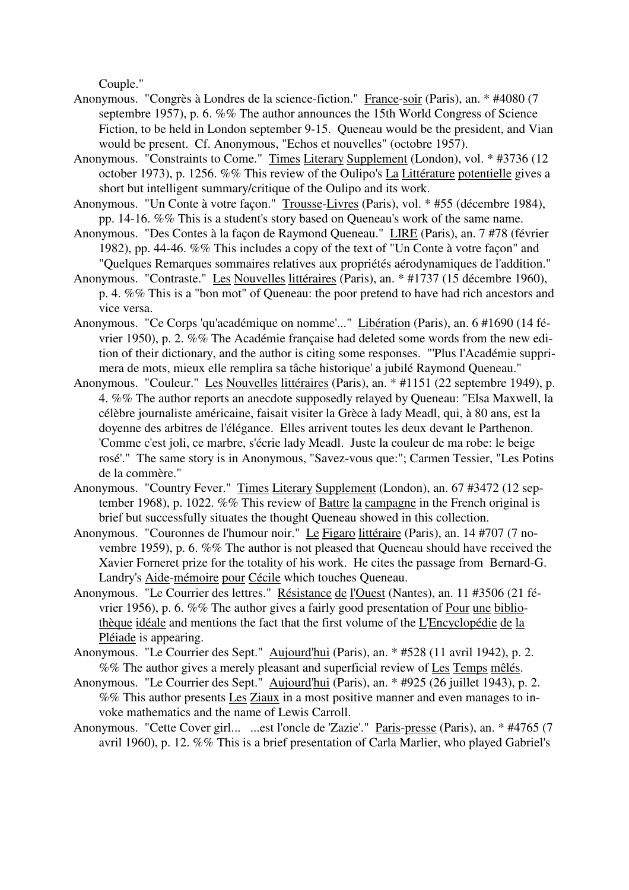Couple."

Anonymous. "Congrès à Londres de la science-fiction." France-soir (Paris), an. * #4080 (7 septembre 1957), p. 6. %% The author announces the 15th World Congress of Science Fiction, to be held in London september 9-15. Queneau would be the president, and Vian would be present. Cf. Anonymous, "Echos et nouvelles" (octobre 1957).

Anonymous. "Constraints to Come." Times Literary Supplement (London), vol. * #3736 (12 october 1973), p. 1256. %% This review of the Oulipo's La Littérature potentielle gives a short but intelligent summary/critique of the Oulipo and its work.

Anonymous. "Un Conte à votre façon." Trousse-Livres (Paris), vol. * #55 (décembre 1984), pp. 14-16. %% This is a student's story based on Queneau's work of the same name.

Anonymous. "Des Contes à la façon de Raymond Queneau." LIRE (Paris), an. 7 #78 (février 1982), pp. 44-46. %% This includes a copy of the text of "Un Conte à votre façon" and "Quelques Remarques sommaires relatives aux propriétés aérodynamiques de l'addition."

Anonymous. "Contraste." Les Nouvelles littéraires (Paris), an. * #1737 (15 décembre 1960), p. 4. %% This is a "bon mot" of Queneau: the poor pretend to have had rich ancestors and vice versa.

Anonymous. "Ce Corps 'qu'académique on nomme'..." Libération (Paris), an. 6 #1690 (14 février 1950), p. 2. %% The Académie française had deleted some words from the new edition of their dictionary, and the author is citing some responses. "'Plus l'Académie supprimera de mots, mieux elle remplira sa tâche historique' a jubilé Raymond Queneau."

Anonymous. "Couleur." Les Nouvelles littéraires (Paris), an. * #1151 (22 septembre 1949), p. 4. %% The author reports an anecdote supposedly relayed by Queneau: "Elsa Maxwell, la célèbre journaliste américaine, faisait visiter la Grèce à lady Meadl, qui, à 80 ans, est la doyenne des arbitres de l'élégance. Elles arrivent toutes les deux devant le Parthenon. 'Comme c'est joli, ce marbre, s'écrie lady Meadl. Juste la couleur de ma robe: le beige rosé'." The same story is in Anonymous, "Savez-vous que:"; Carmen Tessier, "Les Potins de la commère."

Anonymous. "Country Fever." Times Literary Supplement (London), an. 67 #3472 (12 september 1968), p. 1022. %% This review of Battre la campagne in the French original is brief but successfully situates the thought Queneau showed in this collection.

Anonymous. "Couronnes de l'humour noir." Le Figaro littéraire (Paris), an. 14 #707 (7 novembre 1959), p. 6. %% The author is not pleased that Queneau should have received the Xavier Forneret prize for the totality of his work. He cites the passage from Bernard-G. Landry's Aide-mémoire pour Cécile which touches Queneau.

Anonymous. "Le Courrier des lettres." Résistance de l'Ouest (Nantes), an. 11 #3506 (21 février 1956), p. 6. %% The author gives a fairly good presentation of Pour une bibliothèque idéale and mentions the fact that the first volume of the L'Encyclopédie de la Pléiade is appearing.

Anonymous. "Le Courrier des Sept." Aujourd'hui (Paris), an. * #528 (11 avril 1942), p. 2. %% The author gives a merely pleasant and superficial review of Les Temps mêlés.

Anonymous. "Le Courrier des Sept." Aujourd'hui (Paris), an. * #925 (26 juillet 1943), p. 2. %% This author presents Les Ziaux in a most positive manner and even manages to invoke mathematics and the name of Lewis Carroll.

Anonymous. "Cette Cover girl... ...est l'oncle de 'Zazie'." Paris-presse (Paris), an. * #4765 (7 avril 1960), p. 12. %% This is a brief presentation of Carla Marlier, who played Gabriel's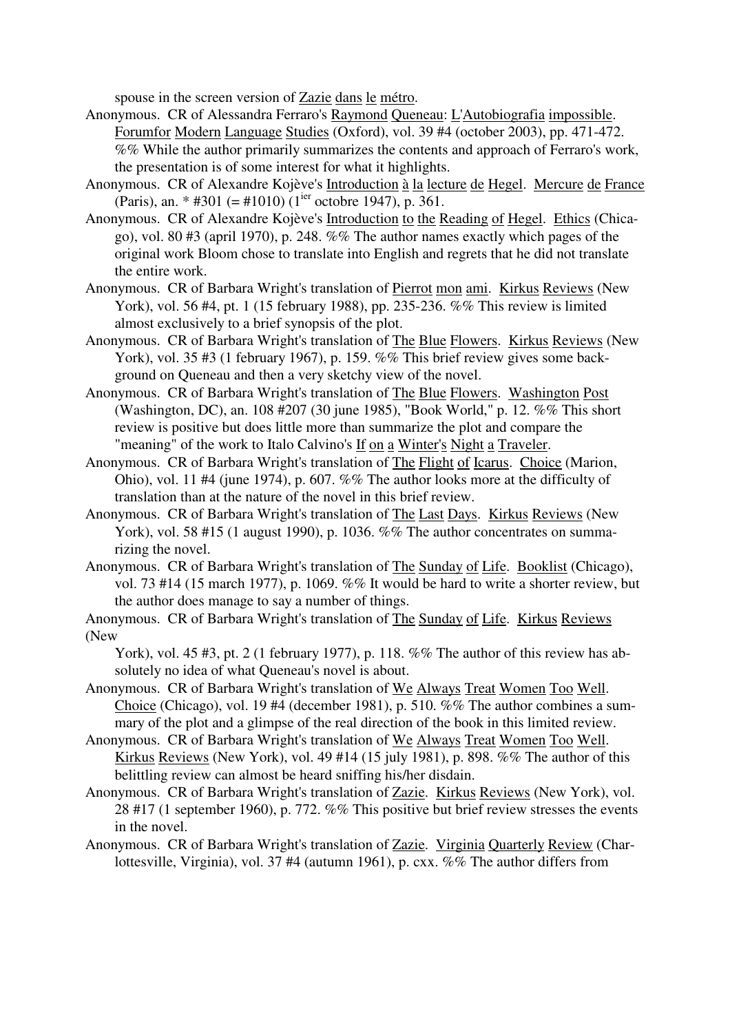spouse in the screen version of Zazie dans le métro.

Anonymous. CR of Alessandra Ferraro's Raymond Queneau: L'Autobiografia impossible. Forumfor Modern Language Studies (Oxford), vol. 39 #4 (october 2003), pp. 471-472. %% While the author primarily summarizes the contents and approach of Ferraro's work, the presentation is of some interest for what it highlights.

Anonymous. CR of Alexandre Kojève's Introduction à la lecture de Hegel. Mercure de France (Paris), an. * #301 (= #1010) (1[ier] octobre 1947), p. 361.

Anonymous. CR of Alexandre Kojève's Introduction to the Reading of Hegel. Ethics (Chicago), vol. 80 #3 (april 1970), p. 248. %% The author names exactly which pages of the original work Bloom chose to translate into English and regrets that he did not translate the entire work.

Anonymous. CR of Barbara Wright's translation of Pierrot mon ami. Kirkus Reviews (New York), vol. 56 #4, pt. 1 (15 february 1988), pp. 235-236. %% This review is limited almost exclusively to a brief synopsis of the plot.

Anonymous. CR of Barbara Wright's translation of The Blue Flowers. Kirkus Reviews (New York), vol. 35 #3 (1 february 1967), p. 159. %% This brief review gives some background on Queneau and then a very sketchy view of the novel.

Anonymous. CR of Barbara Wright's translation of The Blue Flowers. Washington Post (Washington, DC), an. 108 #207 (30 june 1985), "Book World," p. 12. %% This short review is positive but does little more than summarize the plot and compare the "meaning" of the work to Italo Calvino's If on a Winter's Night a Traveler.

Anonymous. CR of Barbara Wright's translation of The Flight of Icarus. Choice (Marion, Ohio), vol. 11 #4 (june 1974), p. 607. %% The author looks more at the difficulty of translation than at the nature of the novel in this brief review.

Anonymous. CR of Barbara Wright's translation of The Last Days. Kirkus Reviews (New York), vol. 58 #15 (1 august 1990), p. 1036. %% The author concentrates on summarizing the novel.

Anonymous. CR of Barbara Wright's translation of The Sunday of Life. Booklist (Chicago), vol. 73 #14 (15 march 1977), p. 1069. %% It would be hard to write a shorter review, but the author does manage to say a number of things.

Anonymous. CR of Barbara Wright's translation of The Sunday of Life. Kirkus Reviews (New York), vol. 45 #3, pt. 2 (1 february 1977), p. 118. %% The author of this review has absolutely no idea of what Queneau's novel is about.

Anonymous. CR of Barbara Wright's translation of We Always Treat Women Too Well. Choice (Chicago), vol. 19 #4 (december 1981), p. 510. %% The author combines a summary of the plot and a glimpse of the real direction of the book in this limited review.

Anonymous. CR of Barbara Wright's translation of We Always Treat Women Too Well. Kirkus Reviews (New York), vol. 49 #14 (15 july 1981), p. 898. %% The author of this belittling review can almost be heard sniffing his/her disdain.

Anonymous. CR of Barbara Wright's translation of Zazie. Kirkus Reviews (New York), vol. 28 #17 (1 september 1960), p. 772. %% This positive but brief review stresses the events in the novel.

Anonymous. CR of Barbara Wright's translation of Zazie. Virginia Quarterly Review (Charlottesville, Virginia), vol. 37 #4 (autumn 1961), p. cxx. %% The author differs from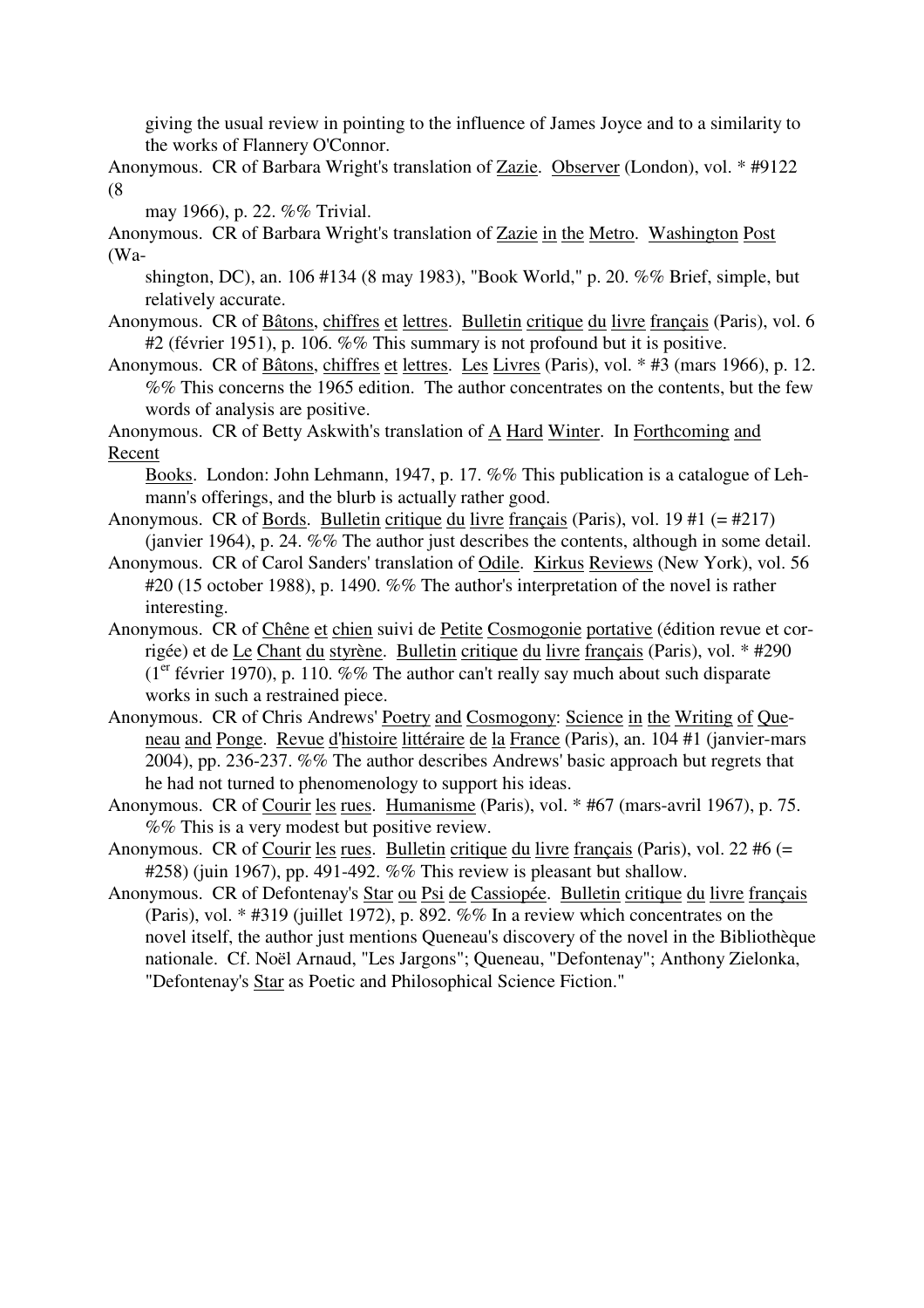giving the usual review in pointing to the influence of James Joyce and to a similarity to the works of Flannery O'Connor.

Anonymous. CR of Barbara Wright's translation of Zazie. Observer (London), vol. * #9122 (8 may 1966), p. 22. %% Trivial.

Anonymous. CR of Barbara Wright's translation of Zazie in the Metro. Washington Post (Washington, DC), an. 106 #134 (8 may 1983), "Book World," p. 20. %% Brief, simple, but relatively accurate.

Anonymous. CR of Bâtons, chiffres et lettres. Bulletin critique du livre français (Paris), vol. 6 #2 (février 1951), p. 106. %% This summary is not profound but it is positive.

Anonymous. CR of Bâtons, chiffres et lettres. Les Livres (Paris), vol. * #3 (mars 1966), p. 12. %% This concerns the 1965 edition. The author concentrates on the contents, but the few words of analysis are positive.

Anonymous. CR of Betty Askwith's translation of A Hard Winter. In Forthcoming and Recent Books. London: John Lehmann, 1947, p. 17. %% This publication is a catalogue of Lehmann's offerings, and the blurb is actually rather good.

Anonymous. CR of Bords. Bulletin critique du livre français (Paris), vol. 19 #1 (= #217) (janvier 1964), p. 24. %% The author just describes the contents, although in some detail.

Anonymous. CR of Carol Sanders' translation of Odile. Kirkus Reviews (New York), vol. 56 #20 (15 october 1988), p. 1490. %% The author's interpretation of the novel is rather interesting.

Anonymous. CR of Chêne et chien suivi de Petite Cosmogonie portative (édition revue et corrigée) et de Le Chant du styrène. Bulletin critique du livre français (Paris), vol. * #290 (1er février 1970), p. 110. %% The author can't really say much about such disparate works in such a restrained piece.

Anonymous. CR of Chris Andrews' Poetry and Cosmogony: Science in the Writing of Queneau and Ponge. Revue d'histoire littéraire de la France (Paris), an. 104 #1 (janvier-mars 2004), pp. 236-237. %% The author describes Andrews' basic approach but regrets that he had not turned to phenomenology to support his ideas.

Anonymous. CR of Courir les rues. Humanisme (Paris), vol. * #67 (mars-avril 1967), p. 75. %% This is a very modest but positive review.

Anonymous. CR of Courir les rues. Bulletin critique du livre français (Paris), vol. 22 #6 (= #258) (juin 1967), pp. 491-492. %% This review is pleasant but shallow.

Anonymous. CR of Defontenay's Star ou Psi de Cassiopée. Bulletin critique du livre français (Paris), vol. * #319 (juillet 1972), p. 892. %% In a review which concentrates on the novel itself, the author just mentions Queneau's discovery of the novel in the Bibliothèque nationale. Cf. Noël Arnaud, "Les Jargons"; Queneau, "Defontenay"; Anthony Zielonka, "Defontenay's Star as Poetic and Philosophical Science Fiction."